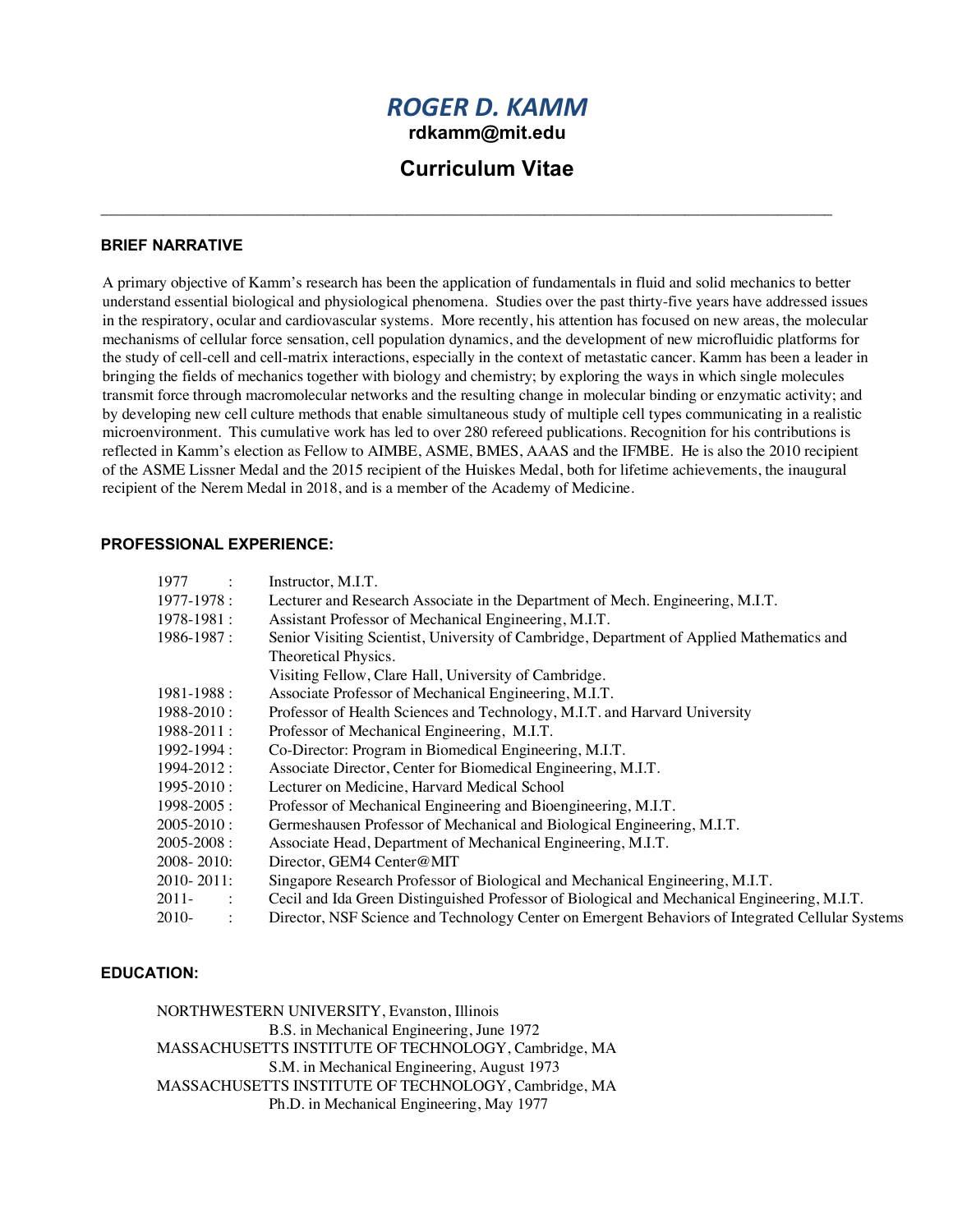# ROGER D. KAMM

**rdkamm@mit.edu**

## Curriculum Vitae

---

### BRIEF NARRATIVE

A primary objective of Kamm's research has been the application of fundamentals in fluid and solid mechanics to better understand essential biological and physiological phenomena. Studies over the past thirty-five years have addressed issues in the respiratory, ocular and cardiovascular systems. More recently, his attention has focused on new areas, the molecular mechanisms of cellular force sensation, cell population dynamics, and the development of new microfluidic platforms for the study of cell-cell and cell-matrix interactions, especially in the context of metastatic cancer. Kamm has been a leader in bringing the fields of mechanics together with biology and chemistry; by exploring the ways in which single molecules transmit force through macromolecular networks and the resulting change in molecular binding or enzymatic activity; and by developing new cell culture methods that enable simultaneous study of multiple cell types communicating in a realistic microenvironment. This cumulative work has led to over 280 refereed publications. Recognition for his contributions is reflected in Kamm's election as Fellow to AIMBE, ASME, BMES, AAAS and the IFMBE. He is also the 2010 recipient of the ASME Lissner Medal and the 2015 recipient of the Huiskes Medal, both for lifetime achievements, the inaugural recipient of the Nerem Medal in 2018, and is a member of the Academy of Medicine.

### PROFESSIONAL EXPERIENCE:

| | |
|---|---|
| 1977 : | Instructor, M.I.T. |
| 1977-1978 : | Lecturer and Research Associate in the Department of Mech. Engineering, M.I.T. |
| 1978-1981 : | Assistant Professor of Mechanical Engineering, M.I.T. |
| 1986-1987 : | Senior Visiting Scientist, University of Cambridge, Department of Applied Mathematics and Theoretical Physics. Visiting Fellow, Clare Hall, University of Cambridge. |
| 1981-1988 : | Associate Professor of Mechanical Engineering, M.I.T. |
| 1988-2010 : | Professor of Health Sciences and Technology, M.I.T. and Harvard University |
| 1988-2011 : | Professor of Mechanical Engineering, M.I.T. |
| 1992-1994 : | Co-Director: Program in Biomedical Engineering, M.I.T. |
| 1994-2012 : | Associate Director, Center for Biomedical Engineering, M.I.T. |
| 1995-2010 : | Lecturer on Medicine, Harvard Medical School |
| 1998-2005 : | Professor of Mechanical Engineering and Bioengineering, M.I.T. |
| 2005-2010 : | Germeshausen Professor of Mechanical and Biological Engineering, M.I.T. |
| 2005-2008 : | Associate Head, Department of Mechanical Engineering, M.I.T. |
| 2008- 2010: | Director, GEM4 Center@MIT |
| 2010- 2011: | Singapore Research Professor of Biological and Mechanical Engineering, M.I.T. |
| 2011- : | Cecil and Ida Green Distinguished Professor of Biological and Mechanical Engineering, M.I.T. |
| 2010- : | Director, NSF Science and Technology Center on Emergent Behaviors of Integrated Cellular Systems |

### EDUCATION:

NORTHWESTERN UNIVERSITY, Evanston, Illinois
B.S. in Mechanical Engineering, June 1972

MASSACHUSETTS INSTITUTE OF TECHNOLOGY, Cambridge, MA
S.M. in Mechanical Engineering, August 1973

MASSACHUSETTS INSTITUTE OF TECHNOLOGY, Cambridge, MA
Ph.D. in Mechanical Engineering, May 1977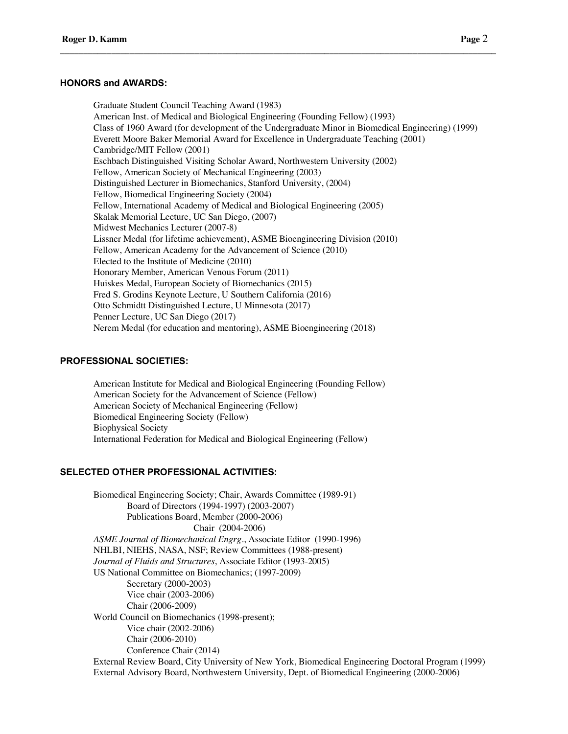## HONORS and AWARDS:

Graduate Student Council Teaching Award (1983)
American Inst. of Medical and Biological Engineering (Founding Fellow) (1993)
Class of 1960 Award (for development of the Undergraduate Minor in Biomedical Engineering) (1999)
Everett Moore Baker Memorial Award for Excellence in Undergraduate Teaching (2001)
Cambridge/MIT Fellow (2001)
Eschbach Distinguished Visiting Scholar Award, Northwestern University (2002)
Fellow, American Society of Mechanical Engineering (2003)
Distinguished Lecturer in Biomechanics, Stanford University, (2004)
Fellow, Biomedical Engineering Society (2004)
Fellow, International Academy of Medical and Biological Engineering (2005)
Skalak Memorial Lecture, UC San Diego, (2007)
Midwest Mechanics Lecturer (2007-8)
Lissner Medal (for lifetime achievement), ASME Bioengineering Division (2010)
Fellow, American Academy for the Advancement of Science (2010)
Elected to the Institute of Medicine (2010)
Honorary Member, American Venous Forum (2011)
Huiskes Medal, European Society of Biomechanics (2015)
Fred S. Grodins Keynote Lecture, U Southern California (2016)
Otto Schmidtt Distinguished Lecture, U Minnesota (2017)
Penner Lecture, UC San Diego (2017)
Nerem Medal (for education and mentoring), ASME Bioengineering (2018)

## PROFESSIONAL SOCIETIES:

American Institute for Medical and Biological Engineering (Founding Fellow)
American Society for the Advancement of Science (Fellow)
American Society of Mechanical Engineering (Fellow)
Biomedical Engineering Society (Fellow)
Biophysical Society
International Federation for Medical and Biological Engineering (Fellow)

## SELECTED OTHER PROFESSIONAL ACTIVITIES:

Biomedical Engineering Society; Chair, Awards Committee (1989-91)
- Board of Directors (1994-1997) (2003-2007)
- Publications Board, Member (2000-2006)
  - Chair (2004-2006)

*ASME Journal of Biomechanical Engrg*., Associate Editor (1990-1996)
NHLBI, NIEHS, NASA, NSF; Review Committees (1988-present)
*Journal of Fluids and Structures*, Associate Editor (1993-2005)
US National Committee on Biomechanics; (1997-2009)
- Secretary (2000-2003)
- Vice chair (2003-2006)
- Chair (2006-2009)

World Council on Biomechanics (1998-present);
- Vice chair (2002-2006)
- Chair (2006-2010)
- Conference Chair (2014)

External Review Board, City University of New York, Biomedical Engineering Doctoral Program (1999)
External Advisory Board, Northwestern University, Dept. of Biomedical Engineering (2000-2006)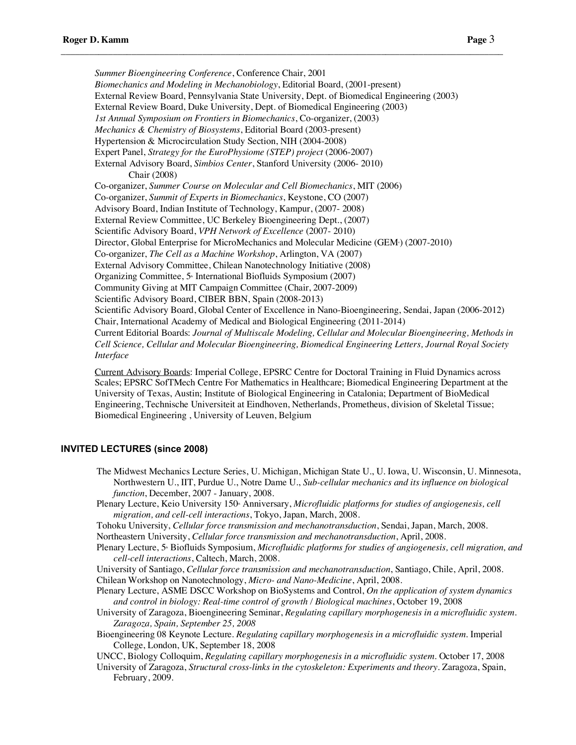*Summer Bioengineering Conference*, Conference Chair, 2001
*Biomechanics and Modeling in Mechanobiology*, Editorial Board, (2001-present)
External Review Board, Pennsylvania State University, Dept. of Biomedical Engineering (2003)
External Review Board, Duke University, Dept. of Biomedical Engineering (2003)
*1st Annual Symposium on Frontiers in Biomechanics*, Co-organizer, (2003)
*Mechanics & Chemistry of Biosystems*, Editorial Board (2003-present)
Hypertension & Microcirculation Study Section, NIH (2004-2008)
Expert Panel, *Strategy for the EuroPhysiome (STEP) project* (2006-2007)
External Advisory Board, *Simbios Center*, Stanford University (2006- 2010)
Chair (2008)
Co-organizer, *Summer Course on Molecular and Cell Biomechanics*, MIT (2006)
Co-organizer, *Summit of Experts in Biomechanics*, Keystone, CO (2007)
Advisory Board, Indian Institute of Technology, Kampur, (2007- 2008)
External Review Committee, UC Berkeley Bioengineering Dept., (2007)
Scientific Advisory Board, *VPH Network of Excellence* (2007- 2010)
Director, Global Enterprise for MicroMechanics and Molecular Medicine (GEM[4]) (2007-2010)
Co-organizer, *The Cell as a Machine Workshop*, Arlington, VA (2007)
External Advisory Committee, Chilean Nanotechnology Initiative (2008)
Organizing Committee, 5th International Biofluids Symposium (2007)
Community Giving at MIT Campaign Committee (Chair, 2007-2009)
Scientific Advisory Board, CIBER BBN, Spain (2008-2013)
Scientific Advisory Board, Global Center of Excellence in Nano-Bioengineering, Sendai, Japan (2006-2012)
Chair, International Academy of Medical and Biological Engineering (2011-2014)
Current Editorial Boards: *Journal of Multiscale Modeling, Cellular and Molecular Bioengineering, Methods in Cell Science, Cellular and Molecular Bioengineering, Biomedical Engineering Letters, Journal Royal Society Interface*

Current Advisory Boards: Imperial College, EPSRC Centre for Doctoral Training in Fluid Dynamics across Scales; EPSRC SofTMech Centre For Mathematics in Healthcare; Biomedical Engineering Department at the University of Texas, Austin; Institute of Biological Engineering in Catalonia; Department of BioMedical Engineering, Technische Universiteit at Eindhoven, Netherlands, Prometheus, division of Skeletal Tissue; Biomedical Engineering , University of Leuven, Belgium

## INVITED LECTURES (since 2008)

The Midwest Mechanics Lecture Series, U. Michigan, Michigan State U., U. Iowa, U. Wisconsin, U. Minnesota, Northwestern U., IIT, Purdue U., Notre Dame U., *Sub-cellular mechanics and its influence on biological function*, December, 2007 - January, 2008.
Plenary Lecture, Keio University 150th Anniversary, *Microfluidic platforms for studies of angiogenesis, cell migration, and cell-cell interactions*, Tokyo, Japan, March, 2008.
Tohoku University, *Cellular force transmission and mechanotransduction*, Sendai, Japan, March, 2008.
Northeastern University, *Cellular force transmission and mechanotransduction*, April, 2008.
Plenary Lecture, 5th Biofluids Symposium, *Microfluidic platforms for studies of angiogenesis, cell migration, and cell-cell interactions*, Caltech, March, 2008.
University of Santiago, *Cellular force transmission and mechanotransduction*, Santiago, Chile, April, 2008.
Chilean Workshop on Nanotechnology, *Micro- and Nano-Medicine*, April, 2008.
Plenary Lecture, ASME DSCC Workshop on BioSystems and Control, *On the application of system dynamics and control in biology: Real-time control of growth / Biological machines*, October 19, 2008
University of Zaragoza, Bioengineering Seminar, *Regulating capillary morphogenesis in a microfluidic system. Zaragoza, Spain, September 25, 2008*
Bioengineering 08 Keynote Lecture. *Regulating capillary morphogenesis in a microfluidic system.* Imperial College, London, UK, September 18, 2008
UNCC, Biology Colloquim, *Regulating capillary morphogenesis in a microfluidic system*. October 17, 2008
University of Zaragoza, *Structural cross-links in the cytoskeleton: Experiments and theory*. Zaragoza, Spain, February, 2009.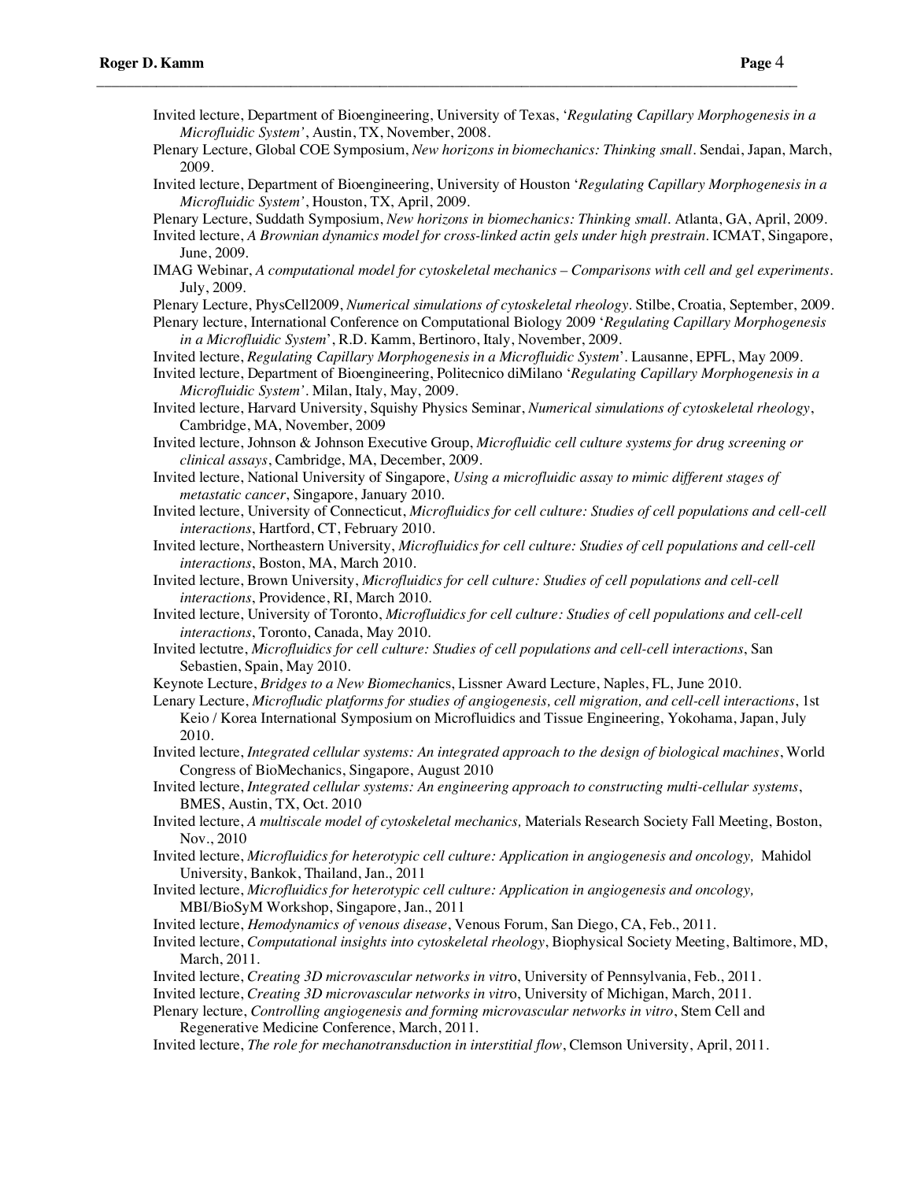Invited lecture, Department of Bioengineering, University of Texas, '*Regulating Capillary Morphogenesis in a Microfluidic System'*, Austin, TX, November, 2008.

Plenary Lecture, Global COE Symposium, *New horizons in biomechanics: Thinking small*. Sendai, Japan, March, 2009.

Invited lecture, Department of Bioengineering, University of Houston '*Regulating Capillary Morphogenesis in a Microfluidic System'*, Houston, TX, April, 2009.

Plenary Lecture, Suddath Symposium, *New horizons in biomechanics: Thinking small*. Atlanta, GA, April, 2009.

Invited lecture, *A Brownian dynamics model for cross-linked actin gels under high prestrain*. ICMAT, Singapore, June, 2009.

IMAG Webinar, *A computational model for cytoskeletal mechanics – Comparisons with cell and gel experiments*. July, 2009.

Plenary Lecture, PhysCell2009, *Numerical simulations of cytoskeletal rheology*. Stilbe, Croatia, September, 2009.

Plenary lecture, International Conference on Computational Biology 2009 '*Regulating Capillary Morphogenesis in a Microfluidic System*', R.D. Kamm, Bertinoro, Italy, November, 2009.

Invited lecture, *Regulating Capillary Morphogenesis in a Microfluidic System*'. Lausanne, EPFL, May 2009.

Invited lecture, Department of Bioengineering, Politecnico diMilano '*Regulating Capillary Morphogenesis in a Microfluidic System'*. Milan, Italy, May, 2009.

Invited lecture, Harvard University, Squishy Physics Seminar, *Numerical simulations of cytoskeletal rheology*, Cambridge, MA, November, 2009

Invited lecture, Johnson & Johnson Executive Group, *Microfluidic cell culture systems for drug screening or clinical assays*, Cambridge, MA, December, 2009.

Invited lecture, National University of Singapore, *Using a microfluidic assay to mimic different stages of metastatic cancer*, Singapore, January 2010.

Invited lecture, University of Connecticut, *Microfluidics for cell culture: Studies of cell populations and cell-cell interactions*, Hartford, CT, February 2010.

Invited lecture, Northeastern University, *Microfluidics for cell culture: Studies of cell populations and cell-cell interactions*, Boston, MA, March 2010.

Invited lecture, Brown University, *Microfluidics for cell culture: Studies of cell populations and cell-cell interactions*, Providence, RI, March 2010.

Invited lecture, University of Toronto, *Microfluidics for cell culture: Studies of cell populations and cell-cell interactions*, Toronto, Canada, May 2010.

Invited lectutre, *Microfluidics for cell culture: Studies of cell populations and cell-cell interactions*, San Sebastien, Spain, May 2010.

Keynote Lecture, *Bridges to a New Biomechanic*s, Lissner Award Lecture, Naples, FL, June 2010.

Lenary Lecture, *Microfludic platforms for studies of angiogenesis, cell migration, and cell-cell interactions*, 1st Keio / Korea International Symposium on Microfluidics and Tissue Engineering, Yokohama, Japan, July 2010.

Invited lecture, *Integrated cellular systems: An integrated approach to the design of biological machines*, World Congress of BioMechanics, Singapore, August 2010

Invited lecture, *Integrated cellular systems: An engineering approach to constructing multi-cellular systems*, BMES, Austin, TX, Oct. 2010

Invited lecture, *A multiscale model of cytoskeletal mechanics,* Materials Research Society Fall Meeting, Boston, Nov., 2010

Invited lecture, *Microfluidics for heterotypic cell culture: Application in angiogenesis and oncology,* Mahidol University, Bankok, Thailand, Jan., 2011

Invited lecture, *Microfluidics for heterotypic cell culture: Application in angiogenesis and oncology,* MBI/BioSyM Workshop, Singapore, Jan., 2011

Invited lecture, *Hemodynamics of venous disease*, Venous Forum, San Diego, CA, Feb., 2011.

Invited lecture, *Computational insights into cytoskeletal rheology*, Biophysical Society Meeting, Baltimore, MD, March, 2011.

Invited lecture, *Creating 3D microvascular networks in vitr*o, University of Pennsylvania, Feb., 2011.

Invited lecture, *Creating 3D microvascular networks in vitr*o, University of Michigan, March, 2011.

Plenary lecture, *Controlling angiogenesis and forming microvascular networks in vitro*, Stem Cell and Regenerative Medicine Conference, March, 2011.

Invited lecture, *The role for mechanotransduction in interstitial flow*, Clemson University, April, 2011.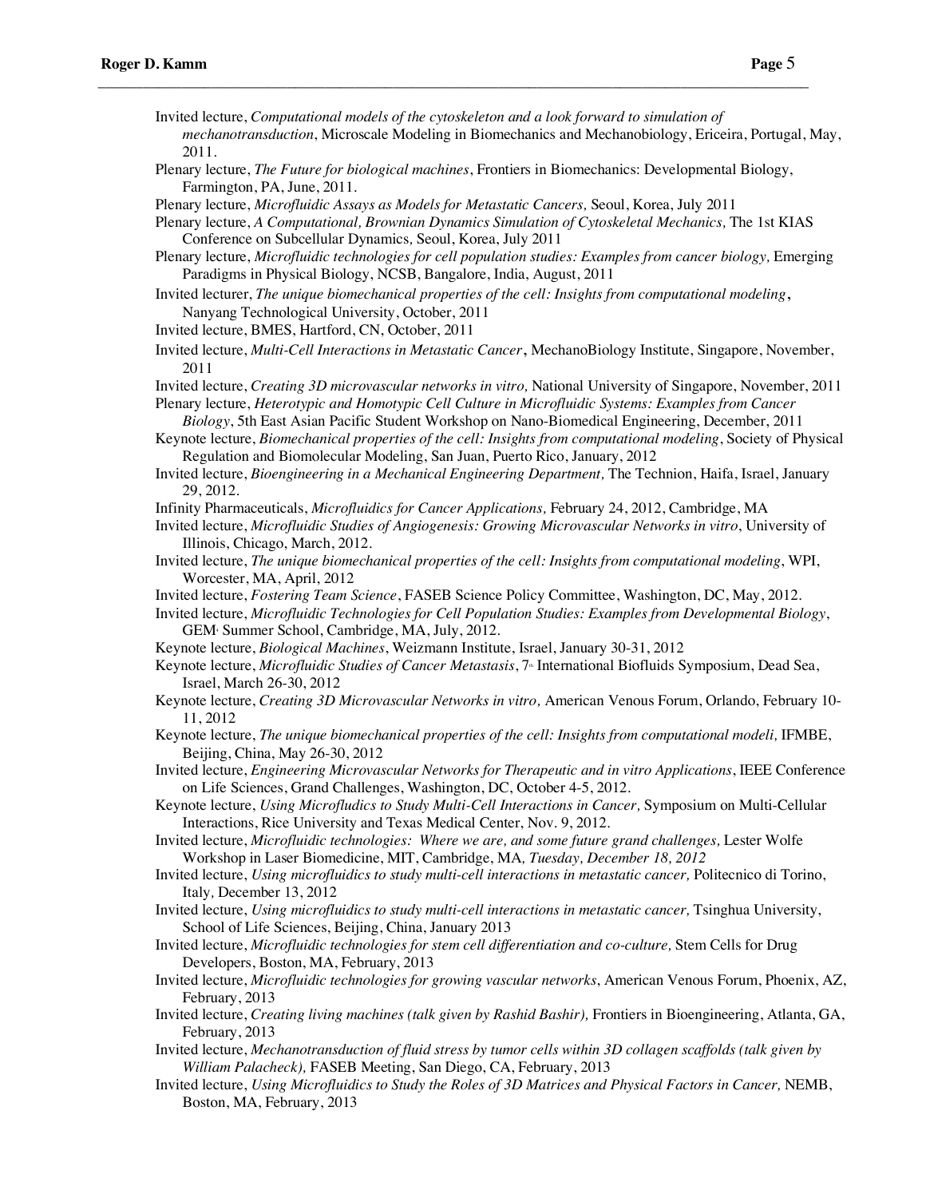Invited lecture, *Computational models of the cytoskeleton and a look forward to simulation of mechanotransduction*, Microscale Modeling in Biomechanics and Mechanobiology, Ericeira, Portugal, May, 2011.

Plenary lecture, *The Future for biological machines*, Frontiers in Biomechanics: Developmental Biology, Farmington, PA, June, 2011.

Plenary lecture, *Microfluidic Assays as Models for Metastatic Cancers,* Seoul, Korea, July 2011

Plenary lecture, *A Computational, Brownian Dynamics Simulation of Cytoskeletal Mechanics,* The 1st KIAS Conference on Subcellular Dynamics*,* Seoul, Korea, July 2011

Plenary lecture, *Microfluidic technologies for cell population studies: Examples from cancer biology,* Emerging Paradigms in Physical Biology, NCSB, Bangalore, India, August, 2011

Invited lecturer, *The unique biomechanical properties of the cell: Insights from computational modeling*, Nanyang Technological University, October, 2011

Invited lecture, BMES, Hartford, CN, October, 2011

Invited lecture, *Multi-Cell Interactions in Metastatic Cancer*, MechanoBiology Institute, Singapore, November, 2011

Invited lecture, *Creating 3D microvascular networks in vitro,* National University of Singapore, November, 2011

Plenary lecture, *Heterotypic and Homotypic Cell Culture in Microfluidic Systems: Examples from Cancer Biology*, 5th East Asian Pacific Student Workshop on Nano-Biomedical Engineering, December, 2011

Keynote lecture, *Biomechanical properties of the cell: Insights from computational modeling*, Society of Physical Regulation and Biomolecular Modeling, San Juan, Puerto Rico, January, 2012

Invited lecture, *Bioengineering in a Mechanical Engineering Department,* The Technion, Haifa, Israel, January 29, 2012.

Infinity Pharmaceuticals, *Microfluidics for Cancer Applications,* February 24, 2012, Cambridge, MA

Invited lecture, *Microfluidic Studies of Angiogenesis: Growing Microvascular Networks in vitro*, University of Illinois, Chicago, March, 2012.

Invited lecture, *The unique biomechanical properties of the cell: Insights from computational modeling*, WPI, Worcester, MA, April, 2012

Invited lecture, *Fostering Team Science*, FASEB Science Policy Committee, Washington, DC, May, 2012.

Invited lecture, *Microfluidic Technologies for Cell Population Studies: Examples from Developmental Biology*, GEM[4] Summer School, Cambridge, MA, July, 2012.

Keynote lecture, *Biological Machines*, Weizmann Institute, Israel, January 30-31, 2012

Keynote lecture, *Microfluidic Studies of Cancer Metastasis*, 7[th] International Biofluids Symposium, Dead Sea, Israel, March 26-30, 2012

Keynote lecture, *Creating 3D Microvascular Networks in vitro,* American Venous Forum, Orlando, February 10-11, 2012

Keynote lecture, *The unique biomechanical properties of the cell: Insights from computational modeli,* IFMBE, Beijing, China, May 26-30, 2012

Invited lecture, *Engineering Microvascular Networks for Therapeutic and in vitro Applications*, IEEE Conference on Life Sciences, Grand Challenges, Washington, DC, October 4-5, 2012.

Keynote lecture, *Using Microfludics to Study Multi-Cell Interactions in Cancer,* Symposium on Multi-Cellular Interactions, Rice University and Texas Medical Center, Nov. 9, 2012.

Invited lecture, *Microfluidic technologies: Where we are, and some future grand challenges,* Lester Wolfe Workshop in Laser Biomedicine, MIT, Cambridge, MA*, Tuesday, December 18, 2012*

Invited lecture, *Using microfluidics to study multi-cell interactions in metastatic cancer,* Politecnico di Torino, Italy*,* December 13, 2012

Invited lecture, *Using microfluidics to study multi-cell interactions in metastatic cancer,* Tsinghua University, School of Life Sciences, Beijing, China, January 2013

Invited lecture, *Microfluidic technologies for stem cell differentiation and co-culture,* Stem Cells for Drug Developers, Boston, MA, February, 2013

Invited lecture, *Microfluidic technologies for growing vascular networks*, American Venous Forum, Phoenix, AZ, February, 2013

Invited lecture, *Creating living machines (talk given by Rashid Bashir),* Frontiers in Bioengineering, Atlanta, GA, February, 2013

Invited lecture, *Mechanotransduction of fluid stress by tumor cells within 3D collagen scaffolds (talk given by William Palacheck),* FASEB Meeting, San Diego, CA, February, 2013

Invited lecture, *Using Microfluidics to Study the Roles of 3D Matrices and Physical Factors in Cancer,* NEMB, Boston, MA, February, 2013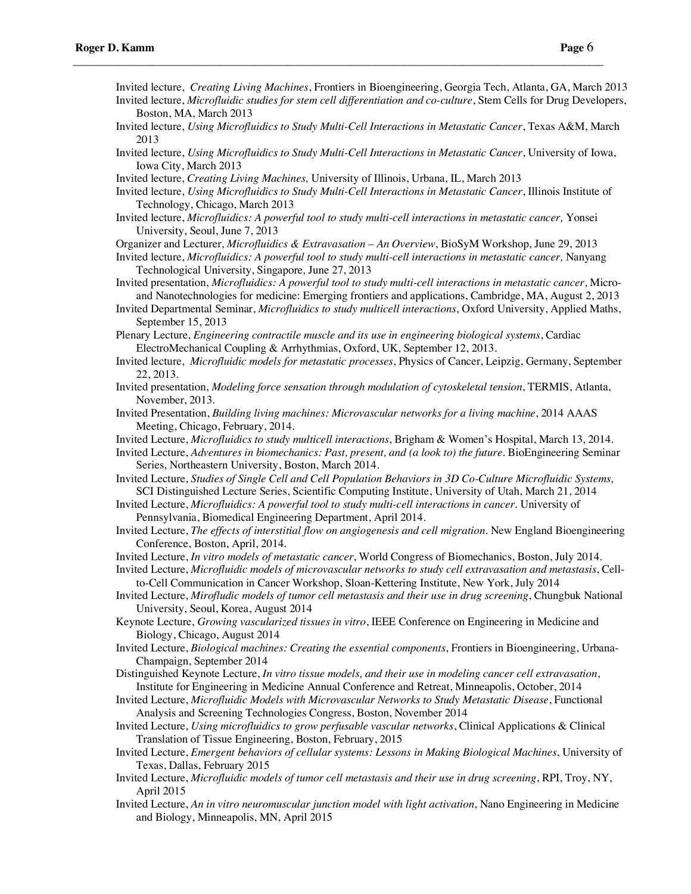Invited lecture, *Creating Living Machines*, Frontiers in Bioengineering, Georgia Tech, Atlanta, GA, March 2013

Invited lecture, *Microfluidic studies for stem cell differentiation and co-culture*, Stem Cells for Drug Developers, Boston, MA, March 2013

Invited lecture, *Using Microfluidics to Study Multi-Cell Interactions in Metastatic Cancer*, Texas A&M, March 2013

Invited lecture, *Using Microfluidics to Study Multi-Cell Interactions in Metastatic Cancer*, University of Iowa, Iowa City, March 2013

Invited lecture, *Creating Living Machines,* University of Illinois, Urbana, IL, March 2013

Invited lecture, *Using Microfluidics to Study Multi-Cell Interactions in Metastatic Cancer*, Illinois Institute of Technology, Chicago, March 2013

Invited lecture, *Microfluidics: A powerful tool to study multi-cell interactions in metastatic cancer,* Yonsei University, Seoul, June 7, 2013

Organizer and Lecturer, *Microfluidics & Extravasation – An Overview*, BioSyM Workshop, June 29, 2013

Invited lecture, *Microfluidics: A powerful tool to study multi-cell interactions in metastatic cancer,* Nanyang Technological University, Singapore*,* June 27, 2013

Invited presentation, *Microfluidics: A powerful tool to study multi-cell interactions in metastatic cancer*, Micro- and Nanotechnologies for medicine: Emerging frontiers and applications, Cambridge, MA, August 2, 2013

Invited Departmental Seminar, *Microfluidics to study multicell interactions*, Oxford University, Applied Maths, September 15, 2013

Plenary Lecture, *Engineering contractile muscle and its use in engineering biological systems*, Cardiac ElectroMechanical Coupling & Arrhythmias, Oxford, UK, September 12, 2013.

Invited lecture, *Microfluidic models for metastatic processes*, Physics of Cancer, Leipzig, Germany, September 22, 2013.

Invited presentation, *Modeling force sensation through modulation of cytoskeletal tension*, TERMIS, Atlanta, November, 2013.

Invited Presentation, *Building living machines: Microvascular networks for a living machine*, 2014 AAAS Meeting, Chicago, February, 2014.

Invited Lecture, *Microfluidics to study multicell interactions*, Brigham & Women's Hospital, March 13, 2014.

Invited Lecture, *Adventures in biomechanics: Past, present, and (a look to) the future.* BioEngineering Seminar Series, Northeastern University, Boston, March 2014.

Invited Lecture, *Studies of Single Cell and Cell Population Behaviors in 3D Co-Culture Microfluidic Systems,* SCI Distinguished Lecture Series, Scientific Computing Institute, University of Utah, March 21, 2014

Invited Lecture, *Microfluidics: A powerful tool to study multi-cell interactions in cancer.* University of Pennsylvania, Biomedical Engineering Department, April 2014.

Invited Lecture, *The effects of interstitial flow on angiogenesis and cell migration.* New England Bioengineering Conference, Boston, April, 2014.

Invited Lecture, *In vitro models of metastatic cancer*, World Congress of Biomechanics, Boston, July 2014.

Invited Lecture, *Microfluidic models of microvascular networks to study cell extravasation and metastasis*, Cell-to-Cell Communication in Cancer Workshop, Sloan-Kettering Institute, New York, July 2014

Invited Lecture, *Mirofludic models of tumor cell metastasis and their use in drug screening*, Chungbuk National University, Seoul, Korea, August 2014

Keynote Lecture, *Growing vascularized tissues in vitro*, IEEE Conference on Engineering in Medicine and Biology, Chicago, August 2014

Invited Lecture, *Biological machines: Creating the essential components*, Frontiers in Bioengineering, Urbana-Champaign, September 2014

Distinguished Keynote Lecture, *In vitro tissue models, and their use in modeling cancer cell extravasation*, Institute for Engineering in Medicine Annual Conference and Retreat, Minneapolis, October, 2014

Invited Lecture, *Microfluidic Models with Microvascular Networks to Study Metastatic Disease*, Functional Analysis and Screening Technologies Congress, Boston, November 2014

Invited Lecture, *Using microfluidics to grow perfusable vascular networks*, Clinical Applications & Clinical Translation of Tissue Engineering, Boston, February, 2015

Invited Lecture, *Emergent behaviors of cellular systems: Lessons in Making Biological Machines*, University of Texas, Dallas, February 2015

Invited Lecture, *Microfluidic models of tumor cell metastasis and their use in drug screening*, RPI, Troy, NY, April 2015

Invited Lecture, *An in vitro neuromuscular junction model with light activation*, Nano Engineering in Medicine and Biology, Minneapolis, MN, April 2015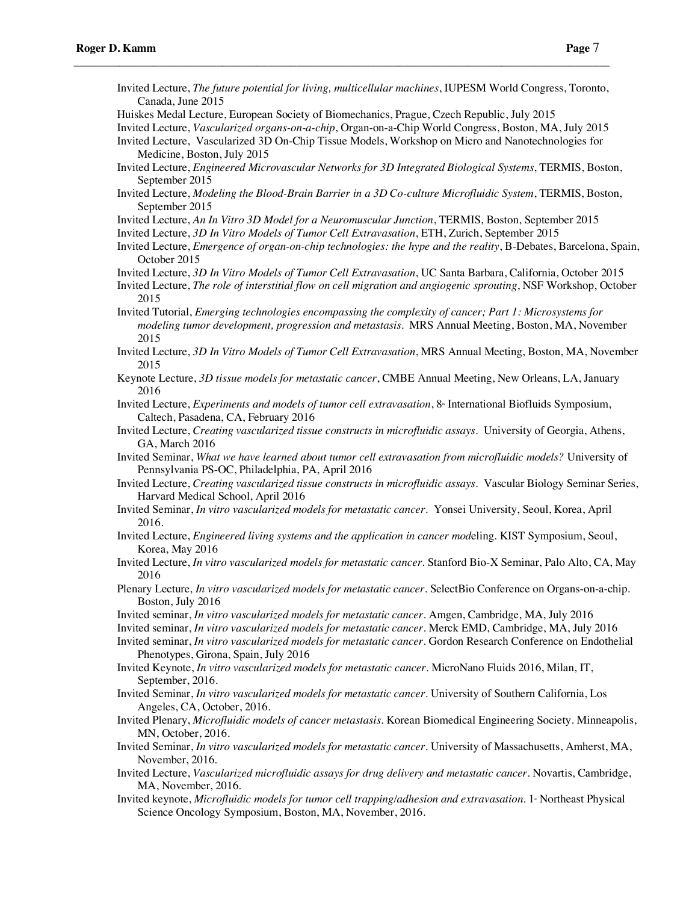Invited Lecture, *The future potential for living, multicellular machines*, IUPESM World Congress, Toronto, Canada, June 2015

Huiskes Medal Lecture, European Society of Biomechanics, Prague, Czech Republic, July 2015

Invited Lecture, *Vascularized organs-on-a-chip*, Organ-on-a-Chip World Congress, Boston, MA, July 2015

Invited Lecture, Vascularized 3D On-Chip Tissue Models, Workshop on Micro and Nanotechnologies for Medicine, Boston, July 2015

Invited Lecture, *Engineered Microvascular Networks for 3D Integrated Biological Systems*, TERMIS, Boston, September 2015

Invited Lecture, *Modeling the Blood-Brain Barrier in a 3D Co-culture Microfluidic System*, TERMIS, Boston, September 2015

Invited Lecture, *An In Vitro 3D Model for a Neuromuscular Junction*, TERMIS, Boston, September 2015

Invited Lecture, *3D In Vitro Models of Tumor Cell Extravasation*, ETH, Zurich, September 2015

Invited Lecture, *Emergence of organ-on-chip technologies: the hype and the reality*, B-Debates, Barcelona, Spain, October 2015

Invited Lecture, *3D In Vitro Models of Tumor Cell Extravasation*, UC Santa Barbara, California, October 2015

Invited Lecture, *The role of interstitial flow on cell migration and angiogenic sprouting*, NSF Workshop, October 2015

Invited Tutorial, *Emerging technologies encompassing the complexity of cancer; Part 1: Microsystems for modeling tumor development, progression and metastasis*. MRS Annual Meeting, Boston, MA, November 2015

Invited Lecture, *3D In Vitro Models of Tumor Cell Extravasation*, MRS Annual Meeting, Boston, MA, November 2015

Keynote Lecture, *3D tissue models for metastatic cancer*, CMBE Annual Meeting, New Orleans, LA, January 2016

Invited Lecture, *Experiments and models of tumor cell extravasation*, 8th International Biofluids Symposium, Caltech, Pasadena, CA, February 2016

Invited Lecture, *Creating vascularized tissue constructs in microfluidic assays*. University of Georgia, Athens, GA, March 2016

Invited Seminar, *What we have learned about tumor cell extravasation from microfluidic models?* University of Pennsylvania PS-OC, Philadelphia, PA, April 2016

Invited Lecture, *Creating vascularized tissue constructs in microfluidic assays*. Vascular Biology Seminar Series, Harvard Medical School, April 2016

Invited Seminar, *In vitro vascularized models for metastatic cancer*. Yonsei University, Seoul, Korea, April 2016.

Invited Lecture, *Engineered living systems and the application in cancer mod*eling. KIST Symposium, Seoul, Korea, May 2016

Invited Lecture, *In vitro vascularized models for metastatic cancer*. Stanford Bio-X Seminar, Palo Alto, CA, May 2016

Plenary Lecture, *In vitro vascularized models for metastatic cancer*. SelectBio Conference on Organs-on-a-chip. Boston, July 2016

Invited seminar, *In vitro vascularized models for metastatic cancer*. Amgen, Cambridge, MA, July 2016

Invited seminar, *In vitro vascularized models for metastatic cancer*. Merck EMD, Cambridge, MA, July 2016

Invited seminar, *In vitro vascularized models for metastatic cancer*. Gordon Research Conference on Endothelial Phenotypes, Girona, Spain, July 2016

Invited Keynote, *In vitro vascularized models for metastatic cancer*. MicroNano Fluids 2016, Milan, IT, September, 2016.

Invited Seminar, *In vitro vascularized models for metastatic cancer*. University of Southern California, Los Angeles, CA, October, 2016.

Invited Plenary, *Microfluidic models of cancer metastasis*. Korean Biomedical Engineering Society. Minneapolis, MN, October, 2016.

Invited Seminar, *In vitro vascularized models for metastatic cancer*. University of Massachusetts, Amherst, MA, November, 2016.

Invited Lecture, *Vascularized microfluidic assays for drug delivery and metastatic cancer*. Novartis, Cambridge, MA, November, 2016.

Invited keynote, *Microfluidic models for tumor cell trapping/adhesion and extravasation*. 1st Northeast Physical Science Oncology Symposium, Boston, MA, November, 2016.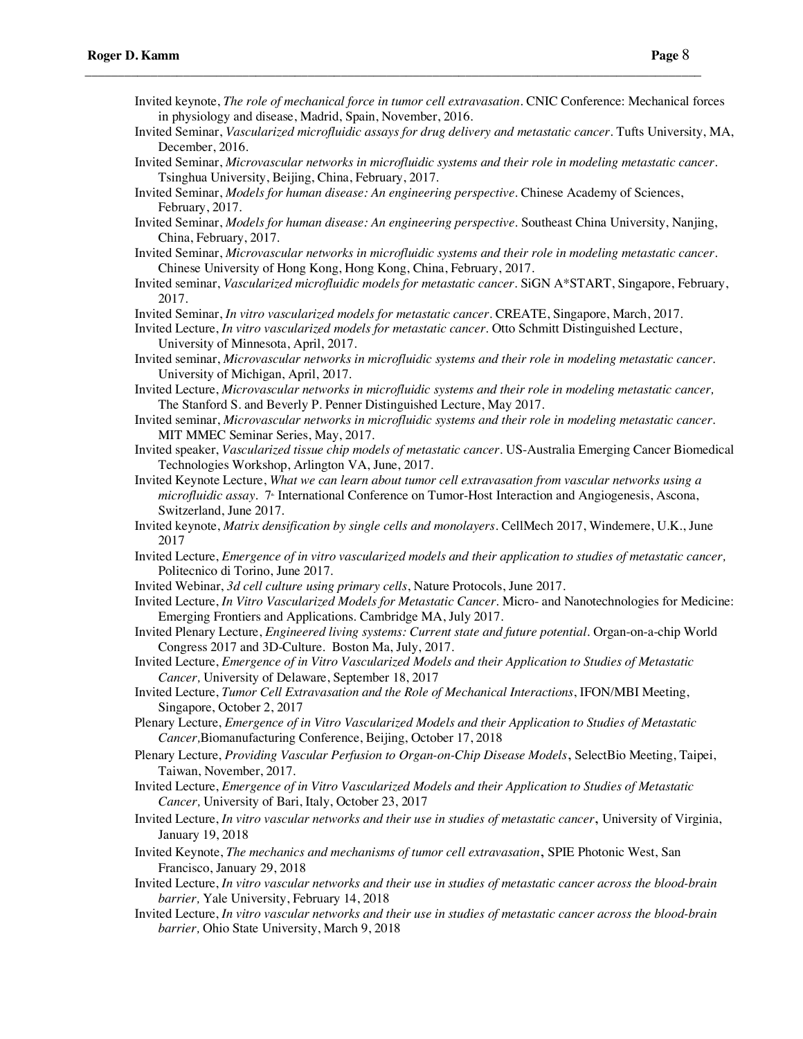Invited keynote, *The role of mechanical force in tumor cell extravasation*. CNIC Conference: Mechanical forces in physiology and disease, Madrid, Spain, November, 2016.

Invited Seminar, *Vascularized microfluidic assays for drug delivery and metastatic cancer*. Tufts University, MA, December, 2016.

Invited Seminar, *Microvascular networks in microfluidic systems and their role in modeling metastatic cancer*. Tsinghua University, Beijing, China, February, 2017.

Invited Seminar, *Models for human disease: An engineering perspective*. Chinese Academy of Sciences, February, 2017.

Invited Seminar, *Models for human disease: An engineering perspective*. Southeast China University, Nanjing, China, February, 2017.

Invited Seminar, *Microvascular networks in microfluidic systems and their role in modeling metastatic cancer*. Chinese University of Hong Kong, Hong Kong, China, February, 2017.

Invited seminar, *Vascularized microfluidic models for metastatic cancer*. SiGN A*START, Singapore, February, 2017.

Invited Seminar, *In vitro vascularized models for metastatic cancer*. CREATE, Singapore, March, 2017.

Invited Lecture, *In vitro vascularized models for metastatic cancer*. Otto Schmitt Distinguished Lecture, University of Minnesota, April, 2017.

Invited seminar, *Microvascular networks in microfluidic systems and their role in modeling metastatic cancer*. University of Michigan, April, 2017.

Invited Lecture, *Microvascular networks in microfluidic systems and their role in modeling metastatic cancer,* The Stanford S. and Beverly P. Penner Distinguished Lecture, May 2017.

Invited seminar, *Microvascular networks in microfluidic systems and their role in modeling metastatic cancer*. MIT MMEC Seminar Series, May, 2017.

Invited speaker, *Vascularized tissue chip models of metastatic cancer*. US-Australia Emerging Cancer Biomedical Technologies Workshop, Arlington VA, June, 2017.

Invited Keynote Lecture, *What we can learn about tumor cell extravasation from vascular networks using a microfluidic assay*. 7th International Conference on Tumor-Host Interaction and Angiogenesis, Ascona, Switzerland, June 2017.

Invited keynote, *Matrix densification by single cells and monolayers*. CellMech 2017, Windemere, U.K., June 2017

Invited Lecture, *Emergence of in vitro vascularized models and their application to studies of metastatic cancer,* Politecnico di Torino, June 2017.

Invited Webinar, *3d cell culture using primary cells*, Nature Protocols, June 2017.

Invited Lecture, *In Vitro Vascularized Models for Metastatic Cancer*. Micro- and Nanotechnologies for Medicine: Emerging Frontiers and Applications. Cambridge MA, July 2017.

Invited Plenary Lecture, *Engineered living systems: Current state and future potential*. Organ-on-a-chip World Congress 2017 and 3D-Culture. Boston Ma, July, 2017.

Invited Lecture, *Emergence of in Vitro Vascularized Models and their Application to Studies of Metastatic Cancer,* University of Delaware, September 18, 2017

Invited Lecture, *Tumor Cell Extravasation and the Role of Mechanical Interactions*, IFON/MBI Meeting, Singapore, October 2, 2017

Plenary Lecture, *Emergence of in Vitro Vascularized Models and their Application to Studies of Metastatic Cancer,*Biomanufacturing Conference, Beijing, October 17, 2018

Plenary Lecture, *Providing Vascular Perfusion to Organ-on-Chip Disease Models*, SelectBio Meeting, Taipei, Taiwan, November, 2017.

Invited Lecture, *Emergence of in Vitro Vascularized Models and their Application to Studies of Metastatic Cancer,* University of Bari, Italy, October 23, 2017

Invited Lecture, *In vitro vascular networks and their use in studies of metastatic cancer*, University of Virginia, January 19, 2018

Invited Keynote, *The mechanics and mechanisms of tumor cell extravasation*, SPIE Photonic West, San Francisco, January 29, 2018

Invited Lecture, *In vitro vascular networks and their use in studies of metastatic cancer across the blood-brain barrier,* Yale University, February 14, 2018

Invited Lecture, *In vitro vascular networks and their use in studies of metastatic cancer across the blood-brain barrier,* Ohio State University, March 9, 2018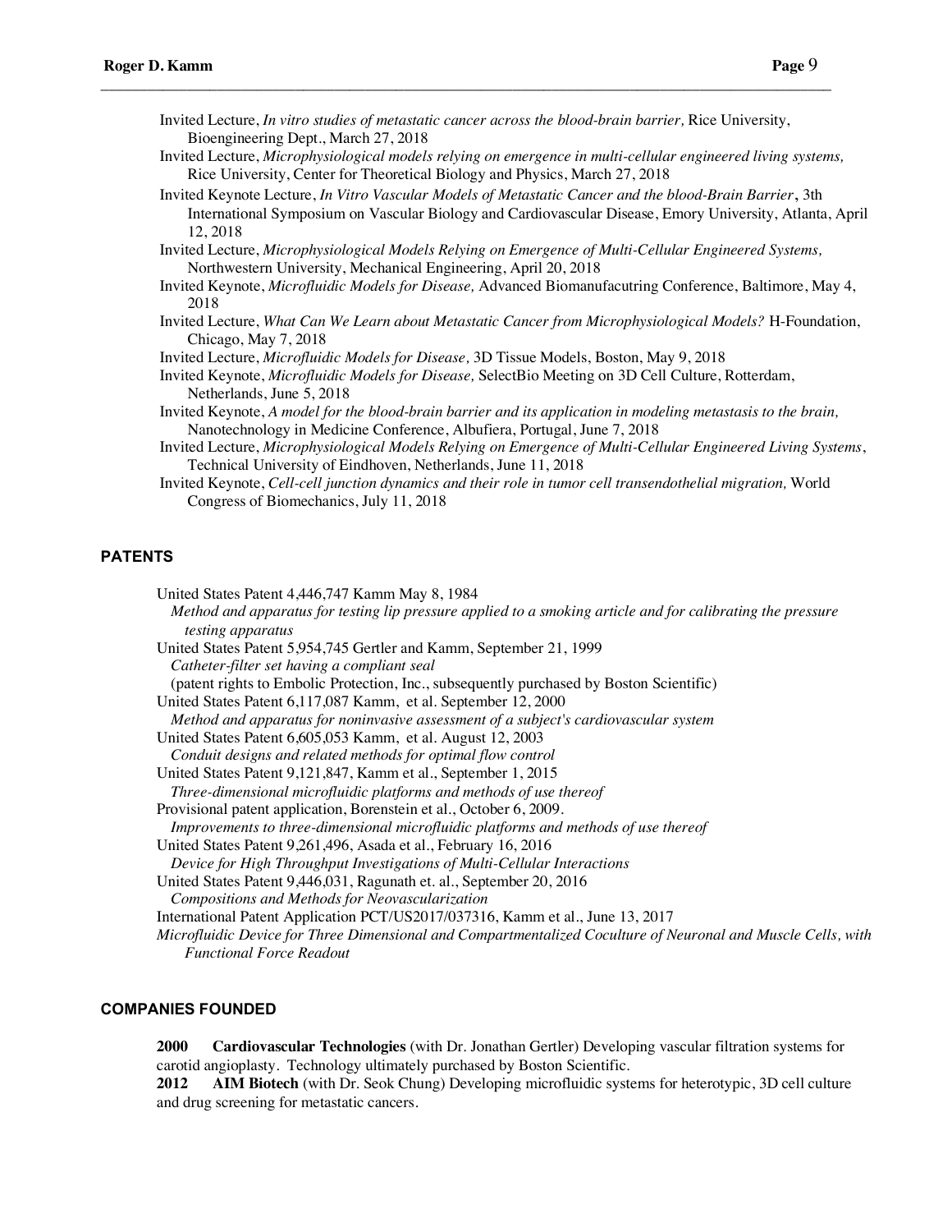Invited Lecture, *In vitro studies of metastatic cancer across the blood-brain barrier,* Rice University, Bioengineering Dept., March 27, 2018

Invited Lecture, *Microphysiological models relying on emergence in multi-cellular engineered living systems,* Rice University, Center for Theoretical Biology and Physics, March 27, 2018

Invited Keynote Lecture, *In Vitro Vascular Models of Metastatic Cancer and the blood-Brain Barrier***,** 3th International Symposium on Vascular Biology and Cardiovascular Disease, Emory University, Atlanta, April 12, 2018

Invited Lecture, *Microphysiological Models Relying on Emergence of Multi-Cellular Engineered Systems,* Northwestern University, Mechanical Engineering, April 20, 2018

Invited Keynote, *Microfluidic Models for Disease,* Advanced Biomanufacutring Conference, Baltimore, May 4, 2018

Invited Lecture, *What Can We Learn about Metastatic Cancer from Microphysiological Models?* H-Foundation, Chicago, May 7, 2018

Invited Lecture, *Microfluidic Models for Disease,* 3D Tissue Models, Boston, May 9, 2018

Invited Keynote, *Microfluidic Models for Disease,* SelectBio Meeting on 3D Cell Culture, Rotterdam, Netherlands, June 5, 2018

Invited Keynote, *A model for the blood-brain barrier and its application in modeling metastasis to the brain,* Nanotechnology in Medicine Conference, Albufiera, Portugal, June 7, 2018

Invited Lecture, *Microphysiological Models Relying on Emergence of Multi-Cellular Engineered Living Systems*, Technical University of Eindhoven, Netherlands, June 11, 2018

Invited Keynote, *Cell-cell junction dynamics and their role in tumor cell transendothelial migration,* World Congress of Biomechanics, July 11, 2018

## PATENTS

United States Patent 4,446,747 Kamm May 8, 1984
*Method and apparatus for testing lip pressure applied to a smoking article and for calibrating the pressure testing apparatus*

United States Patent 5,954,745 Gertler and Kamm, September 21, 1999
*Catheter-filter set having a compliant seal*
(patent rights to Embolic Protection, Inc., subsequently purchased by Boston Scientific)

United States Patent 6,117,087 Kamm, et al. September 12, 2000
*Method and apparatus for noninvasive assessment of a subject's cardiovascular system*

United States Patent 6,605,053 Kamm, et al. August 12, 2003
*Conduit designs and related methods for optimal flow control*

United States Patent 9,121,847, Kamm et al., September 1, 2015
*Three-dimensional microfluidic platforms and methods of use thereof*

Provisional patent application, Borenstein et al., October 6, 2009.
*Improvements to three-dimensional microfluidic platforms and methods of use thereof*

United States Patent 9,261,496, Asada et al., February 16, 2016
*Device for High Throughput Investigations of Multi-Cellular Interactions*

United States Patent 9,446,031, Ragunath et. al., September 20, 2016
*Compositions and Methods for Neovascularization*

International Patent Application PCT/US2017/037316, Kamm et al., June 13, 2017
*Microfluidic Device for Three Dimensional and Compartmentalized Coculture of Neuronal and Muscle Cells, with Functional Force Readout*

## COMPANIES FOUNDED

**2000** **Cardiovascular Technologies** (with Dr. Jonathan Gertler) Developing vascular filtration systems for carotid angioplasty. Technology ultimately purchased by Boston Scientific.

**2012** **AIM Biotech** (with Dr. Seok Chung) Developing microfluidic systems for heterotypic, 3D cell culture and drug screening for metastatic cancers.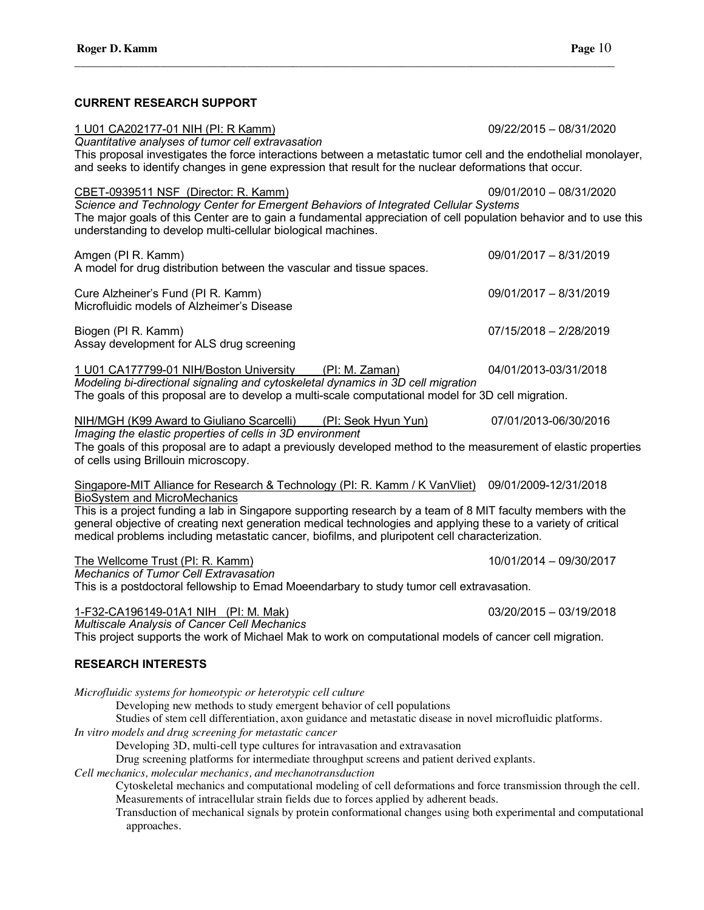## CURRENT RESEARCH SUPPORT

1 U01 CA202177-01 NIH (PI: R Kamm) 09/22/2015 – 08/31/2020
*Quantitative analyses of tumor cell extravasation*
This proposal investigates the force interactions between a metastatic tumor cell and the endothelial monolayer, and seeks to identify changes in gene expression that result for the nuclear deformations that occur.

CBET-0939511 NSF (Director: R. Kamm) 09/01/2010 – 08/31/2020
*Science and Technology Center for Emergent Behaviors of Integrated Cellular Systems*
The major goals of this Center are to gain a fundamental appreciation of cell population behavior and to use this understanding to develop multi-cellular biological machines.

Amgen (PI R. Kamm) 09/01/2017 – 8/31/2019
A model for drug distribution between the vascular and tissue spaces.

Cure Alzheiner's Fund (PI R. Kamm) 09/01/2017 – 8/31/2019
Microfluidic models of Alzheimer's Disease

Biogen (PI R. Kamm) 07/15/2018 – 2/28/2019
Assay development for ALS drug screening

1 U01 CA177799-01 NIH/Boston University (PI: M. Zaman) 04/01/2013-03/31/2018
*Modeling bi-directional signaling and cytoskeletal dynamics in 3D cell migration*
The goals of this proposal are to develop a multi-scale computational model for 3D cell migration.

NIH/MGH (K99 Award to Giuliano Scarcelli) (PI: Seok Hyun Yun) 07/01/2013-06/30/2016
*Imaging the elastic properties of cells in 3D environment*
The goals of this proposal are to adapt a previously developed method to the measurement of elastic properties of cells using Brillouin microscopy.

Singapore-MIT Alliance for Research & Technology (PI: R. Kamm / K VanVliet) 09/01/2009-12/31/2018
BioSystem and MicroMechanics
This is a project funding a lab in Singapore supporting research by a team of 8 MIT faculty members with the general objective of creating next generation medical technologies and applying these to a variety of critical medical problems including metastatic cancer, biofilms, and pluripotent cell characterization.

The Wellcome Trust (PI: R. Kamm) 10/01/2014 – 09/30/2017
*Mechanics of Tumor Cell Extravasation*
This is a postdoctoral fellowship to Emad Moeendarbary to study tumor cell extravasation.

1-F32-CA196149-01A1 NIH (PI: M. Mak) 03/20/2015 – 03/19/2018
*Multiscale Analysis of Cancer Cell Mechanics*
This project supports the work of Michael Mak to work on computational models of cancer cell migration.

## RESEARCH INTERESTS

*Microfluidic systems for homeotypic or heterotypic cell culture*
- Developing new methods to study emergent behavior of cell populations
- Studies of stem cell differentiation, axon guidance and metastatic disease in novel microfluidic platforms.

*In vitro models and drug screening for metastatic cancer*
- Developing 3D, multi-cell type cultures for intravasation and extravasation
- Drug screening platforms for intermediate throughput screens and patient derived explants.

*Cell mechanics, molecular mechanics, and mechanotransduction*
- Cytoskeletal mechanics and computational modeling of cell deformations and force transmission through the cell.
- Measurements of intracellular strain fields due to forces applied by adherent beads.
- Transduction of mechanical signals by protein conformational changes using both experimental and computational approaches.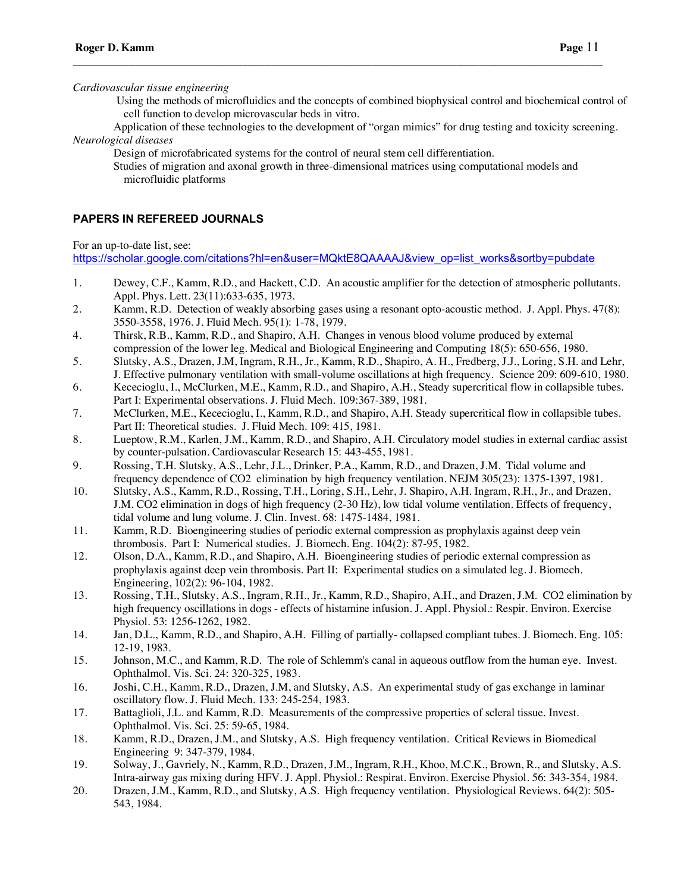*Cardiovascular tissue engineering*

Using the methods of microfluidics and the concepts of combined biophysical control and biochemical control of cell function to develop microvascular beds in vitro.

Application of these technologies to the development of "organ mimics" for drug testing and toxicity screening.

*Neurological diseases*

Design of microfabricated systems for the control of neural stem cell differentiation.

Studies of migration and axonal growth in three-dimensional matrices using computational models and microfluidic platforms

## PAPERS IN REFEREED JOURNALS

For an up-to-date list, see:
https://scholar.google.com/citations?hl=en&user=MQktE8QAAAAJ&view_op=list_works&sortby=pubdate

1. Dewey, C.F., Kamm, R.D., and Hackett, C.D. An acoustic amplifier for the detection of atmospheric pollutants. Appl. Phys. Lett. 23(11):633-635, 1973.
2. Kamm, R.D. Detection of weakly absorbing gases using a resonant opto-acoustic method. J. Appl. Phys. 47(8): 3550-3558, 1976. J. Fluid Mech. 95(1): 1-78, 1979.
4. Thirsk, R.B., Kamm, R.D., and Shapiro, A.H. Changes in venous blood volume produced by external compression of the lower leg. Medical and Biological Engineering and Computing 18(5): 650-656, 1980.
5. Slutsky, A.S., Drazen, J.M, Ingram, R.H., Jr., Kamm, R.D., Shapiro, A. H., Fredberg, J.J., Loring, S.H. and Lehr, J. Effective pulmonary ventilation with small-volume oscillations at high frequency. Science 209: 609-610, 1980.
6. Kececioglu, I., McClurken, M.E., Kamm, R.D., and Shapiro, A.H., Steady supercritical flow in collapsible tubes. Part I: Experimental observations. J. Fluid Mech. 109:367-389, 1981.
7. McClurken, M.E., Kececioglu, I., Kamm, R.D., and Shapiro, A.H. Steady supercritical flow in collapsible tubes. Part II: Theoretical studies. J. Fluid Mech. 109: 415, 1981.
8. Lueptow, R.M., Karlen, J.M., Kamm, R.D., and Shapiro, A.H. Circulatory model studies in external cardiac assist by counter-pulsation. Cardiovascular Research 15: 443-455, 1981.
9. Rossing, T.H. Slutsky, A.S., Lehr, J.L., Drinker, P.A., Kamm, R.D., and Drazen, J.M. Tidal volume and frequency dependence of CO2 elimination by high frequency ventilation. NEJM 305(23): 1375-1397, 1981.
10. Slutsky, A.S., Kamm, R.D., Rossing, T.H., Loring, S.H., Lehr, J. Shapiro, A.H. Ingram, R.H., Jr., and Drazen, J.M. CO2 elimination in dogs of high frequency (2-30 Hz), low tidal volume ventilation. Effects of frequency, tidal volume and lung volume. J. Clin. Invest. 68: 1475-1484, 1981.
11. Kamm, R.D. Bioengineering studies of periodic external compression as prophylaxis against deep vein thrombosis. Part I: Numerical studies. J. Biomech. Eng. 104(2): 87-95, 1982.
12. Olson, D.A., Kamm, R.D., and Shapiro, A.H. Bioengineering studies of periodic external compression as prophylaxis against deep vein thrombosis. Part II: Experimental studies on a simulated leg. J. Biomech. Engineering, 102(2): 96-104, 1982.
13. Rossing, T.H., Slutsky, A.S., Ingram, R.H., Jr., Kamm, R.D., Shapiro, A.H., and Drazen, J.M. CO2 elimination by high frequency oscillations in dogs - effects of histamine infusion. J. Appl. Physiol.: Respir. Environ. Exercise Physiol. 53: 1256-1262, 1982.
14. Jan, D.L., Kamm, R.D., and Shapiro, A.H. Filling of partially- collapsed compliant tubes. J. Biomech. Eng. 105: 12-19, 1983.
15. Johnson, M.C., and Kamm, R.D. The role of Schlemm's canal in aqueous outflow from the human eye. Invest. Ophthalmol. Vis. Sci. 24: 320-325, 1983.
16. Joshi, C.H., Kamm, R.D., Drazen, J.M, and Slutsky, A.S. An experimental study of gas exchange in laminar oscillatory flow. J. Fluid Mech. 133: 245-254, 1983.
17. Battaglioli, J.L. and Kamm, R.D. Measurements of the compressive properties of scleral tissue. Invest. Ophthalmol. Vis. Sci. 25: 59-65, 1984.
18. Kamm, R.D., Drazen, J.M., and Slutsky, A.S. High frequency ventilation. Critical Reviews in Biomedical Engineering 9: 347-379, 1984.
19. Solway, J., Gavriely, N., Kamm, R.D., Drazen, J.M., Ingram, R.H., Khoo, M.C.K., Brown, R., and Slutsky, A.S. Intra-airway gas mixing during HFV. J. Appl. Physiol.: Respirat. Environ. Exercise Physiol. 56: 343-354, 1984.
20. Drazen, J.M., Kamm, R.D., and Slutsky, A.S. High frequency ventilation. Physiological Reviews. 64(2): 505-543, 1984.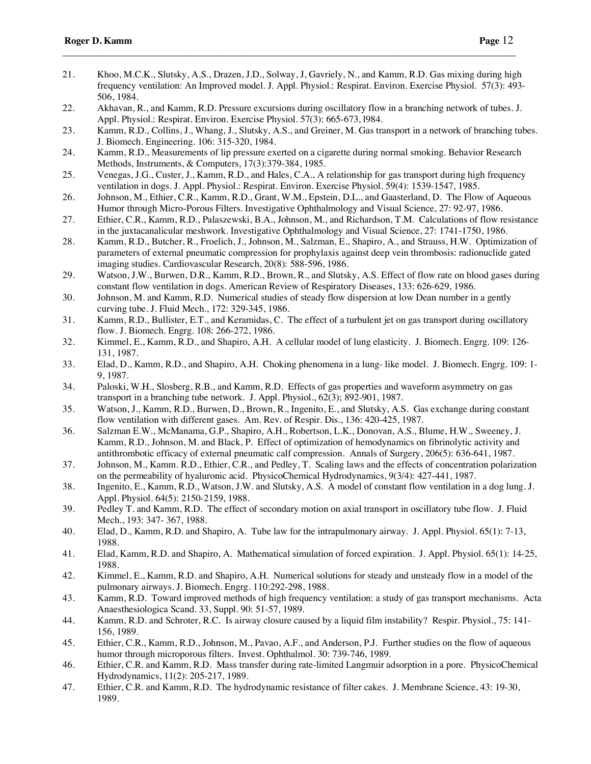21. Khoo, M.C.K., Slutsky, A.S., Drazen, J.D., Solway, J, Gavriely, N., and Kamm, R.D. Gas mixing during high frequency ventilation: An Improved model. J. Appl. Physiol.: Respirat. Environ. Exercise Physiol. 57(3): 493-506, 1984.
22. Akhavan, R., and Kamm, R.D. Pressure excursions during oscillatory flow in a branching network of tubes. J. Appl. Physiol.: Respirat. Environ. Exercise Physiol. 57(3): 665-673, l984.
23. Kamm, R.D., Collins, J., Whang, J., Slutsky, A.S., and Greiner, M. Gas transport in a network of branching tubes. J. Biomech. Engineering. 106: 315-320, 1984.
24. Kamm, R.D., Measurements of lip pressure exerted on a cigarette during normal smoking. Behavior Research Methods, Instruments, & Computers, 17(3):379-384, 1985.
25. Venegas, J.G., Custer, J., Kamm, R.D., and Hales, C.A., A relationship for gas transport during high frequency ventilation in dogs. J. Appl. Physiol.: Respirat. Environ. Exercise Physiol. 59(4): 1539-1547, 1985.
26. Johnson, M., Ethier, C.R., Kamm, R.D., Grant, W.M., Epstein, D.L., and Gaasterland, D. The Flow of Aqueous Humor through Micro-Porous Filters. Investigative Ophthalmology and Visual Science, 27: 92-97, 1986.
27. Ethier, C.R., Kamm, R.D., Palaszewski, B.A., Johnson, M., and Richardson, T.M. Calculations of flow resistance in the juxtacanalicular meshwork. Investigative Ophthalmology and Visual Science, 27: 1741-1750, 1986.
28. Kamm, R.D., Butcher, R., Froelich, J., Johnson, M., Salzman, E., Shapiro, A., and Strauss, H.W. Optimization of parameters of external pneumatic compression for prophylaxis against deep vein thrombosis: radionuclide gated imaging studies. Cardiovascular Research, 20(8): 588-596, 1986.
29. Watson, J.W., Burwen, D.R., Kamm, R.D., Brown, R., and Slutsky, A.S. Effect of flow rate on blood gases during constant flow ventilation in dogs. American Review of Respiratory Diseases, 133: 626-629, 1986.
30. Johnson, M. and Kamm, R.D. Numerical studies of steady flow dispersion at low Dean number in a gently curving tube. J. Fluid Mech., 172: 329-345, 1986.
31. Kamm, R.D., Bullister, E.T., and Keramidas, C. The effect of a turbulent jet on gas transport during oscillatory flow. J. Biomech. Engrg. 108: 266-272, 1986.
32. Kimmel, E., Kamm, R.D., and Shapiro, A.H. A cellular model of lung elasticity. J. Biomech. Engrg. 109: 126-131, 1987.
33. Elad, D., Kamm, R.D., and Shapiro, A.H. Choking phenomena in a lung- like model. J. Biomech. Engrg. 109: 1-9, 1987.
34. Paloski, W.H., Slosberg, R.B., and Kamm, R.D. Effects of gas properties and waveform asymmetry on gas transport in a branching tube network. J. Appl. Physiol., 62(3); 892-901, 1987.
35. Watson, J., Kamm, R.D., Burwen, D., Brown, R., Ingenito, E., and Slutsky, A.S. Gas exchange during constant flow ventilation with different gases. Am. Rev. of Respir. Dis., 136: 420-425, 1987.
36. Salzman E.W., McManama, G.P., Shapiro, A.H., Robertson, L.K., Donovan, A.S., Blume, H.W., Sweeney, J. Kamm, R.D., Johnson, M. and Black, P. Effect of optimization of hemodynamics on fibrinolytic activity and antithrombotic efficacy of external pneumatic calf compression. Annals of Surgery, 206(5): 636-641, 1987.
37. Johnson, M., Kamm. R.D., Ethier, C.R., and Pedley, T. Scaling laws and the effects of concentration polarization on the permeability of hyaluronic acid. PhysicoChemical Hydrodynamics, 9(3/4): 427-441, 1987.
38. Ingenito, E., Kamm, R.D., Watson, J.W. and Slutsky, A.S. A model of constant flow ventilation in a dog lung. J. Appl. Physiol. 64(5): 2150-2159, 1988.
39. Pedley T. and Kamm, R.D. The effect of secondary motion on axial transport in oscillatory tube flow. J. Fluid Mech., 193: 347- 367, 1988.
40. Elad, D., Kamm, R.D. and Shapiro, A. Tube law for the intrapulmonary airway. J. Appl. Physiol. 65(1): 7-13, 1988.
41. Elad, Kamm, R.D. and Shapiro, A. Mathematical simulation of forced expiration. J. Appl. Physiol. 65(1): 14-25, 1988.
42. Kimmel, E., Kamm, R.D. and Shapiro, A.H. Numerical solutions for steady and unsteady flow in a model of the pulmonary airways. J. Biomech. Engrg. 110:292-298, 1988.
43. Kamm, R.D. Toward improved methods of high frequency ventilation: a study of gas transport mechanisms. Acta Anaesthesiologica Scand. 33, Suppl. 90: 51-57, 1989.
44. Kamm, R.D. and Schroter, R.C. Is airway closure caused by a liquid film instability? Respir. Physiol., 75: 141-156, 1989.
45. Ethier, C.R., Kamm, R.D., Johnson, M., Pavao, A.F., and Anderson, P.J. Further studies on the flow of aqueous humor through microporous filters. Invest. Ophthalmol. 30: 739-746, 1989.
46. Ethier, C.R. and Kamm, R.D. Mass transfer during rate-limited Langmuir adsorption in a pore. PhysicoChemical Hydrodynamics, 11(2): 205-217, 1989.
47. Ethier, C.R. and Kamm, R.D. The hydrodynamic resistance of filter cakes. J. Membrane Science, 43: 19-30, 1989.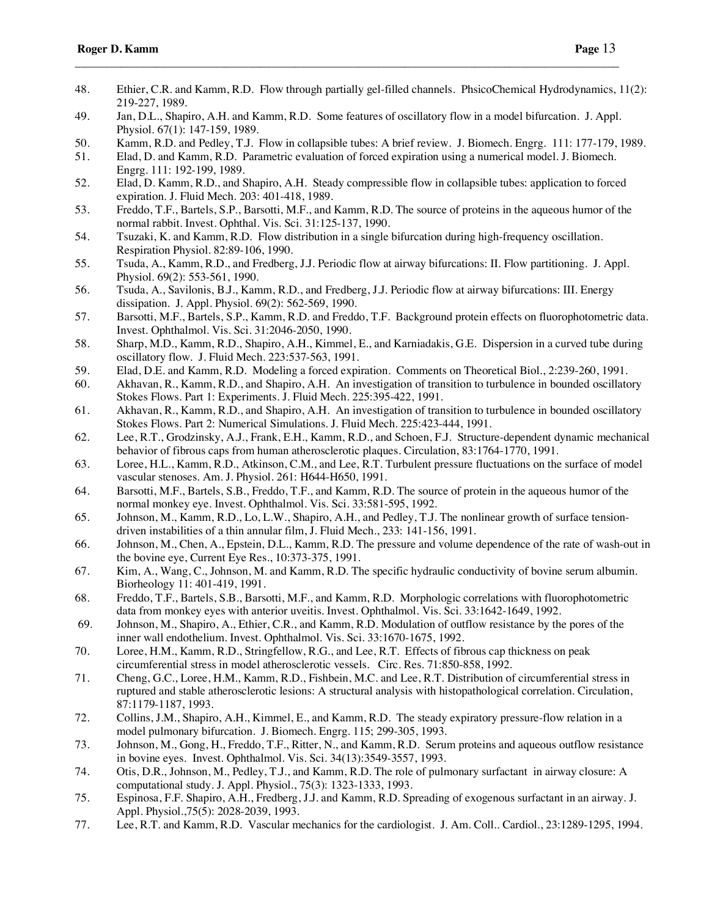48. Ethier, C.R. and Kamm, R.D. Flow through partially gel-filled channels. PhsicoChemical Hydrodynamics, 11(2): 219-227, 1989.
49. Jan, D.L., Shapiro, A.H. and Kamm, R.D. Some features of oscillatory flow in a model bifurcation. J. Appl. Physiol. 67(1): 147-159, 1989.
50. Kamm, R.D. and Pedley, T.J. Flow in collapsible tubes: A brief review. J. Biomech. Engrg. 111: 177-179, 1989.
51. Elad, D. and Kamm, R.D. Parametric evaluation of forced expiration using a numerical model. J. Biomech. Engrg. 111: 192-199, 1989.
52. Elad, D. Kamm, R.D., and Shapiro, A.H. Steady compressible flow in collapsible tubes: application to forced expiration. J. Fluid Mech. 203: 401-418, 1989.
53. Freddo, T.F., Bartels, S.P., Barsotti, M.F., and Kamm, R.D. The source of proteins in the aqueous humor of the normal rabbit. Invest. Ophthal. Vis. Sci. 31:125-137, 1990.
54. Tsuzaki, K. and Kamm, R.D. Flow distribution in a single bifurcation during high-frequency oscillation. Respiration Physiol. 82:89-106, 1990.
55. Tsuda, A., Kamm, R.D., and Fredberg, J.J. Periodic flow at airway bifurcations: II. Flow partitioning. J. Appl. Physiol. 69(2): 553-561, 1990.
56. Tsuda, A., Savilonis, B.J., Kamm, R.D., and Fredberg, J.J. Periodic flow at airway bifurcations: III. Energy dissipation. J. Appl. Physiol. 69(2): 562-569, 1990.
57. Barsotti, M.F., Bartels, S.P., Kamm, R.D. and Freddo, T.F. Background protein effects on fluorophotometric data. Invest. Ophthalmol. Vis. Sci. 31:2046-2050, 1990.
58. Sharp, M.D., Kamm, R.D., Shapiro, A.H., Kimmel, E., and Karniadakis, G.E. Dispersion in a curved tube during oscillatory flow. J. Fluid Mech. 223:537-563, 1991.
59. Elad, D.E. and Kamm, R.D. Modeling a forced expiration. Comments on Theoretical Biol., 2:239-260, 1991.
60. Akhavan, R., Kamm, R.D., and Shapiro, A.H. An investigation of transition to turbulence in bounded oscillatory Stokes Flows. Part 1: Experiments. J. Fluid Mech. 225:395-422, 1991.
61. Akhavan, R., Kamm, R.D., and Shapiro, A.H. An investigation of transition to turbulence in bounded oscillatory Stokes Flows. Part 2: Numerical Simulations. J. Fluid Mech. 225:423-444, 1991.
62. Lee, R.T., Grodzinsky, A.J., Frank, E.H., Kamm, R.D., and Schoen, F.J. Structure-dependent dynamic mechanical behavior of fibrous caps from human atherosclerotic plaques. Circulation, 83:1764-1770, 1991.
63. Loree, H.L., Kamm, R.D., Atkinson, C.M., and Lee, R.T. Turbulent pressure fluctuations on the surface of model vascular stenoses. Am. J. Physiol. 261: H644-H650, 1991.
64. Barsotti, M.F., Bartels, S.B., Freddo, T.F., and Kamm, R.D. The source of protein in the aqueous humor of the normal monkey eye. Invest. Ophthalmol. Vis. Sci. 33:581-595, 1992.
65. Johnson, M., Kamm, R.D., Lo, L.W., Shapiro, A.H., and Pedley, T.J. The nonlinear growth of surface tension-driven instabilities of a thin annular film, J. Fluid Mech., 233: 141-156, 1991.
66. Johnson, M., Chen, A., Epstein, D.L., Kamm, R.D. The pressure and volume dependence of the rate of wash-out in the bovine eye, Current Eye Res., 10:373-375, 1991.
67. Kim, A., Wang, C., Johnson, M. and Kamm, R.D. The specific hydraulic conductivity of bovine serum albumin. Biorheology 11: 401-419, 1991.
68. Freddo, T.F., Bartels, S.B., Barsotti, M.F., and Kamm, R.D. Morphologic correlations with fluorophotometric data from monkey eyes with anterior uveitis. Invest. Ophthalmol. Vis. Sci. 33:1642-1649, 1992.
69. Johnson, M., Shapiro, A., Ethier, C.R., and Kamm, R.D. Modulation of outflow resistance by the pores of the inner wall endothelium. Invest. Ophthalmol. Vis. Sci. 33:1670-1675, 1992.
70. Loree, H.M., Kamm, R.D., Stringfellow, R.G., and Lee, R.T. Effects of fibrous cap thickness on peak circumferential stress in model atherosclerotic vessels. Circ. Res. 71:850-858, 1992.
71. Cheng, G.C., Loree, H.M., Kamm, R.D., Fishbein, M.C. and Lee, R.T. Distribution of circumferential stress in ruptured and stable atherosclerotic lesions: A structural analysis with histopathological correlation. Circulation, 87:1179-1187, 1993.
72. Collins, J.M., Shapiro, A.H., Kimmel, E., and Kamm, R.D. The steady expiratory pressure-flow relation in a model pulmonary bifurcation. J. Biomech. Engrg. 115; 299-305, 1993.
73. Johnson, M., Gong, H., Freddo, T.F., Ritter, N., and Kamm, R.D. Serum proteins and aqueous outflow resistance in bovine eyes. Invest. Ophthalmol. Vis. Sci. 34(13):3549-3557, 1993.
74. Otis, D.R., Johnson, M., Pedley, T.J., and Kamm, R.D. The role of pulmonary surfactant in airway closure: A computational study. J. Appl. Physiol., 75(3): 1323-1333, 1993.
75. Espinosa, F.F. Shapiro, A.H., Fredberg, J.J. and Kamm, R.D. Spreading of exogenous surfactant in an airway. J. Appl. Physiol.,75(5): 2028-2039, 1993.
77. Lee, R.T. and Kamm, R.D. Vascular mechanics for the cardiologist. J. Am. Coll.. Cardiol., 23:1289-1295, 1994.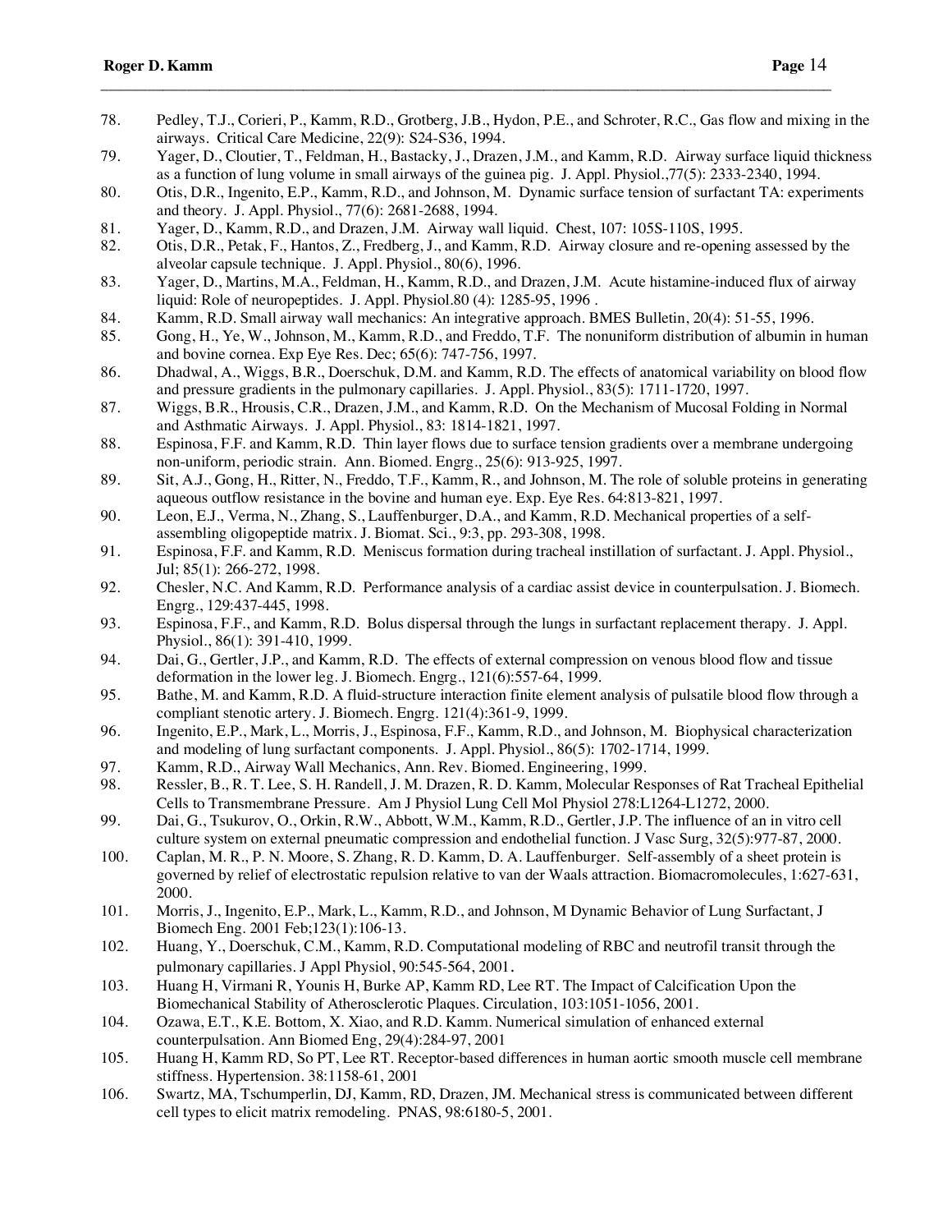78. Pedley, T.J., Corieri, P., Kamm, R.D., Grotberg, J.B., Hydon, P.E., and Schroter, R.C., Gas flow and mixing in the airways. Critical Care Medicine, 22(9): S24-S36, 1994.
79. Yager, D., Cloutier, T., Feldman, H., Bastacky, J., Drazen, J.M., and Kamm, R.D. Airway surface liquid thickness as a function of lung volume in small airways of the guinea pig. J. Appl. Physiol.,77(5): 2333-2340, 1994.
80. Otis, D.R., Ingenito, E.P., Kamm, R.D., and Johnson, M. Dynamic surface tension of surfactant TA: experiments and theory. J. Appl. Physiol., 77(6): 2681-2688, 1994.
81. Yager, D., Kamm, R.D., and Drazen, J.M. Airway wall liquid. Chest, 107: 105S-110S, 1995.
82. Otis, D.R., Petak, F., Hantos, Z., Fredberg, J., and Kamm, R.D. Airway closure and re-opening assessed by the alveolar capsule technique. J. Appl. Physiol., 80(6), 1996.
83. Yager, D., Martins, M.A., Feldman, H., Kamm, R.D., and Drazen, J.M. Acute histamine-induced flux of airway liquid: Role of neuropeptides. J. Appl. Physiol.80 (4): 1285-95, 1996 .
84. Kamm, R.D. Small airway wall mechanics: An integrative approach. BMES Bulletin, 20(4): 51-55, 1996.
85. Gong, H., Ye, W., Johnson, M., Kamm, R.D., and Freddo, T.F. The nonuniform distribution of albumin in human and bovine cornea. Exp Eye Res. Dec; 65(6): 747-756, 1997.
86. Dhadwal, A., Wiggs, B.R., Doerschuk, D.M. and Kamm, R.D. The effects of anatomical variability on blood flow and pressure gradients in the pulmonary capillaries. J. Appl. Physiol., 83(5): 1711-1720, 1997.
87. Wiggs, B.R., Hrousis, C.R., Drazen, J.M., and Kamm, R.D. On the Mechanism of Mucosal Folding in Normal and Asthmatic Airways. J. Appl. Physiol., 83: 1814-1821, 1997.
88. Espinosa, F.F. and Kamm, R.D. Thin layer flows due to surface tension gradients over a membrane undergoing non-uniform, periodic strain. Ann. Biomed. Engrg., 25(6): 913-925, 1997.
89. Sit, A.J., Gong, H., Ritter, N., Freddo, T.F., Kamm, R., and Johnson, M. The role of soluble proteins in generating aqueous outflow resistance in the bovine and human eye. Exp. Eye Res. 64:813-821, 1997.
90. Leon, E.J., Verma, N., Zhang, S., Lauffenburger, D.A., and Kamm, R.D. Mechanical properties of a self-assembling oligopeptide matrix. J. Biomat. Sci., 9:3, pp. 293-308, 1998.
91. Espinosa, F.F. and Kamm, R.D. Meniscus formation during tracheal instillation of surfactant. J. Appl. Physiol., Jul; 85(1): 266-272, 1998.
92. Chesler, N.C. And Kamm, R.D. Performance analysis of a cardiac assist device in counterpulsation. J. Biomech. Engrg., 129:437-445, 1998.
93. Espinosa, F.F., and Kamm, R.D. Bolus dispersal through the lungs in surfactant replacement therapy. J. Appl. Physiol., 86(1): 391-410, 1999.
94. Dai, G., Gertler, J.P., and Kamm, R.D. The effects of external compression on venous blood flow and tissue deformation in the lower leg. J. Biomech. Engrg., 121(6):557-64, 1999.
95. Bathe, M. and Kamm, R.D. A fluid-structure interaction finite element analysis of pulsatile blood flow through a compliant stenotic artery. J. Biomech. Engrg. 121(4):361-9, 1999.
96. Ingenito, E.P., Mark, L., Morris, J., Espinosa, F.F., Kamm, R.D., and Johnson, M. Biophysical characterization and modeling of lung surfactant components. J. Appl. Physiol., 86(5): 1702-1714, 1999.
97. Kamm, R.D., Airway Wall Mechanics, Ann. Rev. Biomed. Engineering, 1999.
98. Ressler, B., R. T. Lee, S. H. Randell, J. M. Drazen, R. D. Kamm, Molecular Responses of Rat Tracheal Epithelial Cells to Transmembrane Pressure. Am J Physiol Lung Cell Mol Physiol 278:L1264-L1272, 2000.
99. Dai, G., Tsukurov, O., Orkin, R.W., Abbott, W.M., Kamm, R.D., Gertler, J.P. The influence of an in vitro cell culture system on external pneumatic compression and endothelial function. J Vasc Surg, 32(5):977-87, 2000.
100. Caplan, M. R., P. N. Moore, S. Zhang, R. D. Kamm, D. A. Lauffenburger. Self-assembly of a sheet protein is governed by relief of electrostatic repulsion relative to van der Waals attraction. Biomacromolecules, 1:627-631, 2000.
101. Morris, J., Ingenito, E.P., Mark, L., Kamm, R.D., and Johnson, M Dynamic Behavior of Lung Surfactant, J Biomech Eng. 2001 Feb;123(1):106-13.
102. Huang, Y., Doerschuk, C.M., Kamm, R.D. Computational modeling of RBC and neutrofil transit through the pulmonary capillaries. J Appl Physiol, 90:545-564, 2001.
103. Huang H, Virmani R, Younis H, Burke AP, Kamm RD, Lee RT. The Impact of Calcification Upon the Biomechanical Stability of Atherosclerotic Plaques. Circulation, 103:1051-1056, 2001.
104. Ozawa, E.T., K.E. Bottom, X. Xiao, and R.D. Kamm. Numerical simulation of enhanced external counterpulsation. Ann Biomed Eng, 29(4):284-97, 2001
105. Huang H, Kamm RD, So PT, Lee RT. Receptor-based differences in human aortic smooth muscle cell membrane stiffness. Hypertension. 38:1158-61, 2001
106. Swartz, MA, Tschumperlin, DJ, Kamm, RD, Drazen, JM. Mechanical stress is communicated between different cell types to elicit matrix remodeling. PNAS, 98:6180-5, 2001.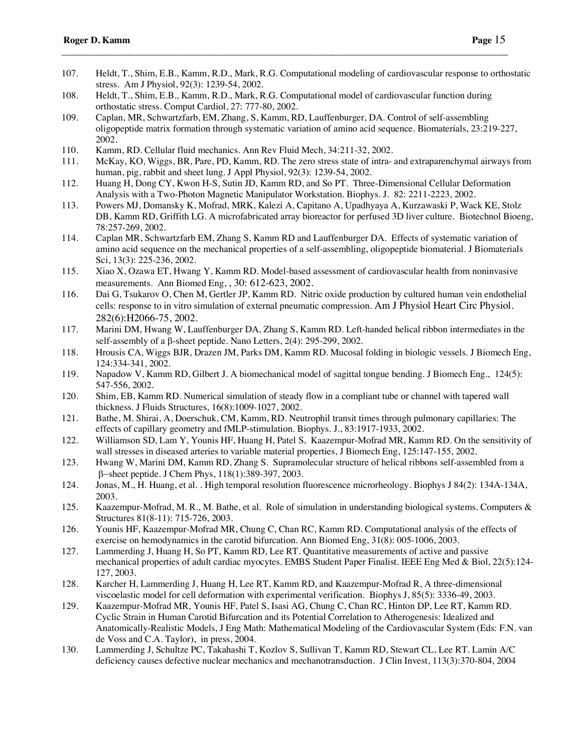107. Heldt, T., Shim, E.B., Kamm, R.D., Mark, R.G. Computational modeling of cardiovascular response to orthostatic stress. Am J Physiol, 92(3): 1239-54, 2002.
108. Heldt, T., Shim, E.B., Kamm, R.D., Mark, R.G. Computational model of cardiovascular function during orthostatic stress. Comput Cardiol, 27: 777-80, 2002.
109. Caplan, MR, Schwartzfarb, EM, Zhang, S, Kamm, RD, Lauffenburger, DA. Control of self-assembling oligopeptide matrix formation through systematic variation of amino acid sequence. Biomaterials, 23:219-227, 2002.
110. Kamm, RD. Cellular fluid mechanics. Ann Rev Fluid Mech, 34:211-32, 2002.
111. McKay, KO, Wiggs, BR, Pare, PD, Kamm, RD. The zero stress state of intra- and extraparenchymal airways from human, pig, rabbit and sheet lung. J Appl Physiol, 92(3): 1239-54, 2002.
112. Huang H, Dong CY, Kwon H-S, Sutin JD, Kamm RD, and So PT. Three-Dimensional Cellular Deformation Analysis with a Two-Photon Magnetic Manipulator Workstation. Biophys. J. 82: 2211-2223, 2002.
113. Powers MJ, Domansky K, Mofrad, MRK, Kalezi A, Capitano A, Upadhyaya A, Kurzawaski P, Wack KE, Stolz DB, Kamm RD, Griffith LG. A microfabricated array bioreactor for perfused 3D liver culture. Biotechnol Bioeng, 78:257-269, 2002.
114. Caplan MR, Schwartzfarb EM, Zhang S, Kamm RD and Lauffenburger DA. Effects of systematic variation of amino acid sequence on the mechanical properties of a self-assembling, oligopeptide biomaterial. J Biomaterials Sci, 13(3): 225-236, 2002.
115. Xiao X, Ozawa ET, Hwang Y, Kamm RD. Model-based assessment of cardiovascular health from noninvasive measurements. Ann Biomed Eng, , 30: 612-623, 2002.
116. Dai G, Tsukarov O, Chen M, Gertler JP, Kamm RD. Nitric oxide production by cultured human vein endothelial cells: response to in vitro simulation of external pneumatic compression. Am J Physiol Heart Circ Physiol. 282(6):H2066-75, 2002.
117. Marini DM, Hwang W, Lauffenburger DA, Zhang S, Kamm RD. Left-handed helical ribbon intermediates in the self-assembly of a β-sheet peptide. Nano Letters, 2(4): 295-299, 2002.
118. Hrousis CA, Wiggs BJR, Drazen JM, Parks DM, Kamm RD. Mucosal folding in biologic vessels. J Biomech Eng, 124:334-341, 2002.
119. Napadow V, Kamm RD, Gilbert J. A biomechanical model of sagittal tongue bending. J Biomech Eng., 124(5): 547-556, 2002.
120. Shim, EB, Kamm RD. Numerical simulation of steady flow in a compliant tube or channel with tapered wall thickness. J Fluids Structures, 16(8):1009-1027, 2002.
121. Bathe, M. Shirai, A, Doerschuk, CM, Kamm, RD. Neutrophil transit times through pulmonary capillaries: The effects of capillary geometry and fMLP-stimulation. Biophys. J., 83:1917-1933, 2002.
122. Williamson SD, Lam Y, Younis HF, Huang H, Patel S, Kaazempur-Mofrad MR, Kamm RD. On the sensitivity of wall stresses in diseased arteries to variable material properties, J Biomech Eng, 125:147-155, 2002.
123. Hwang W, Marini DM, Kamm RD, Zhang S. Supramolecular structure of helical ribbons self-assembled from a β–sheet peptide. J Chem Phys, 118(1):389-397, 2003.
124. Jonas, M., H. Huang, et al. . High temporal resolution fluorescence microrheology. Biophys J 84(2): 134A-134A, 2003.
125. Kaazempur-Mofrad, M. R., M. Bathe, et al. Role of simulation in understanding biological systems. Computers & Structures 81(8-11): 715-726, 2003.
126. Younis HF, Kaazempur-Mofrad MR, Chung C, Chan RC, Kamm RD. Computational analysis of the effects of exercise on hemodynamics in the carotid bifurcation. Ann Biomed Eng, 31(8): 005-1006, 2003.
127. Lammerding J, Huang H, So PT, Kamm RD, Lee RT. Quantitative measurements of active and passive mechanical properties of adult cardiac myocytes. EMBS Student Paper Finalist. IEEE Eng Med & Biol, 22(5):124-127, 2003.
128. Karcher H, Lammerding J, Huang H, Lee RT, Kamm RD, and Kaazempur-Mofrad R, A three-dimensional viscoelastic model for cell deformation with experimental verification. Biophys J, 85(5): 3336-49, 2003.
129. Kaazempur-Mofrad MR, Younis HF, Patel S, Isasi AG, Chung C, Chan RC, Hinton DP, Lee RT, Kamm RD. Cyclic Strain in Human Carotid Bifurcation and its Potential Correlation to Atherogenesis: Idealized and Anatomically-Realistic Models, J Eng Math: Mathematical Modeling of the Cardiovascular System (Eds: F.N. van de Voss and C.A. Taylor), in press, 2004.
130. Lammerding J, Schultze PC, Takahashi T, Kozlov S, Sullivan T, Kamm RD, Stewart CL, Lee RT. Lamin A/C deficiency causes defective nuclear mechanics and mechanotransduction. J Clin Invest, 113(3):370-804, 2004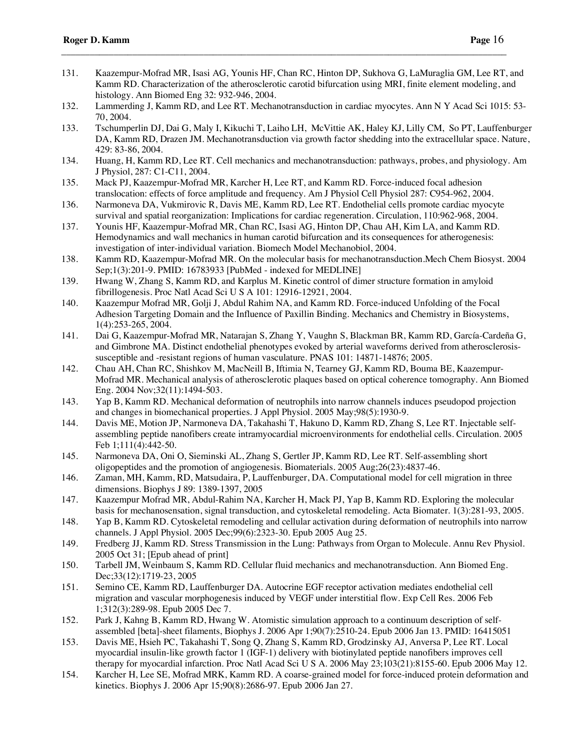131. Kaazempur-Mofrad MR, Isasi AG, Younis HF, Chan RC, Hinton DP, Sukhova G, LaMuraglia GM, Lee RT, and Kamm RD. Characterization of the atherosclerotic carotid bifurcation using MRI, finite element modeling, and histology. Ann Biomed Eng 32: 932-946, 2004.

132. Lammerding J, Kamm RD, and Lee RT. Mechanotransduction in cardiac myocytes. Ann N Y Acad Sci 1015: 53-70, 2004.

133. Tschumperlin DJ, Dai G, Maly I, Kikuchi T, Laiho LH, McVittie AK, Haley KJ, Lilly CM, So PT, Lauffenburger DA, Kamm RD, Drazen JM. Mechanotransduction via growth factor shedding into the extracellular space. Nature, 429: 83-86, 2004.

134. Huang, H, Kamm RD, Lee RT. Cell mechanics and mechanotransduction: pathways, probes, and physiology. Am J Physiol, 287: C1-C11, 2004.

135. Mack PJ, Kaazempur-Mofrad MR, Karcher H, Lee RT, and Kamm RD. Force-induced focal adhesion translocation: effects of force amplitude and frequency. Am J Physiol Cell Physiol 287: C954-962, 2004.

136. Narmoneva DA, Vukmirovic R, Davis ME, Kamm RD, Lee RT. Endothelial cells promote cardiac myocyte survival and spatial reorganization: Implications for cardiac regeneration. Circulation, 110:962-968, 2004.

137. Younis HF, Kaazempur-Mofrad MR, Chan RC, Isasi AG, Hinton DP, Chau AH, Kim LA, and Kamm RD. Hemodynamics and wall mechanics in human carotid bifurcation and its consequences for atherogenesis: investigation of inter-individual variation. Biomech Model Mechanobiol, 2004.

138. Kamm RD, Kaazempur-Mofrad MR. On the molecular basis for mechanotransduction.Mech Chem Biosyst. 2004 Sep;1(3):201-9. PMID: 16783933 [PubMed - indexed for MEDLINE]

139. Hwang W, Zhang S, Kamm RD, and Karplus M. Kinetic control of dimer structure formation in amyloid fibrillogenesis. Proc Natl Acad Sci U S A 101: 12916-12921, 2004.

140. Kaazempur Mofrad MR, Golji J, Abdul Rahim NA, and Kamm RD. Force-induced Unfolding of the Focal Adhesion Targeting Domain and the Influence of Paxillin Binding. Mechanics and Chemistry in Biosystems, 1(4):253-265, 2004.

141. Dai G, Kaazempur-Mofrad MR, Natarajan S, Zhang Y, Vaughn S, Blackman BR, Kamm RD, García-Cardeña G, and Gimbrone MA. Distinct endothelial phenotypes evoked by arterial waveforms derived from atherosclerosis-susceptible and -resistant regions of human vasculature. PNAS 101: 14871-14876; 2005.

142. Chau AH, Chan RC, Shishkov M, MacNeill B, Iftimia N, Tearney GJ, Kamm RD, Bouma BE, Kaazempur-Mofrad MR. Mechanical analysis of atherosclerotic plaques based on optical coherence tomography. Ann Biomed Eng. 2004 Nov;32(11):1494-503.

143. Yap B, Kamm RD. Mechanical deformation of neutrophils into narrow channels induces pseudopod projection and changes in biomechanical properties. J Appl Physiol. 2005 May;98(5):1930-9.

144. Davis ME, Motion JP, Narmoneva DA, Takahashi T, Hakuno D, Kamm RD, Zhang S, Lee RT. Injectable self-assembling peptide nanofibers create intramyocardial microenvironments for endothelial cells. Circulation. 2005 Feb 1;111(4):442-50.

145. Narmoneva DA, Oni O, Sieminski AL, Zhang S, Gertler JP, Kamm RD, Lee RT. Self-assembling short oligopeptides and the promotion of angiogenesis. Biomaterials. 2005 Aug;26(23):4837-46.

146. Zaman, MH, Kamm, RD, Matsudaira, P, Lauffenburger, DA. Computational model for cell migration in three dimensions. Biophys J 89: 1389-1397, 2005

147. Kaazempur Mofrad MR, Abdul-Rahim NA, Karcher H, Mack PJ, Yap B, Kamm RD. Exploring the molecular basis for mechanosensation, signal transduction, and cytoskeletal remodeling. Acta Biomater. 1(3):281-93, 2005.

148. Yap B, Kamm RD. Cytoskeletal remodeling and cellular activation during deformation of neutrophils into narrow channels. J Appl Physiol. 2005 Dec;99(6):2323-30. Epub 2005 Aug 25.

149. Fredberg JJ, Kamm RD. Stress Transmission in the Lung: Pathways from Organ to Molecule. Annu Rev Physiol. 2005 Oct 31; [Epub ahead of print]

150. Tarbell JM, Weinbaum S, Kamm RD. Cellular fluid mechanics and mechanotransduction. Ann Biomed Eng. Dec;33(12):1719-23, 2005

151. Semino CE, Kamm RD, Lauffenburger DA. Autocrine EGF receptor activation mediates endothelial cell migration and vascular morphogenesis induced by VEGF under interstitial flow. Exp Cell Res. 2006 Feb 1;312(3):289-98. Epub 2005 Dec 7.

152. Park J, Kahng B, Kamm RD, Hwang W. Atomistic simulation approach to a continuum description of self-assembled [beta]-sheet filaments, Biophys J. 2006 Apr 1;90(7):2510-24. Epub 2006 Jan 13. PMID: 16415051

153. Davis ME, Hsieh PC, Takahashi T, Song Q, Zhang S, Kamm RD, Grodzinsky AJ, Anversa P, Lee RT. Local myocardial insulin-like growth factor 1 (IGF-1) delivery with biotinylated peptide nanofibers improves cell therapy for myocardial infarction. Proc Natl Acad Sci U S A. 2006 May 23;103(21):8155-60. Epub 2006 May 12.

154. Karcher H, Lee SE, Mofrad MRK, Kamm RD. A coarse-grained model for force-induced protein deformation and kinetics. Biophys J. 2006 Apr 15;90(8):2686-97. Epub 2006 Jan 27.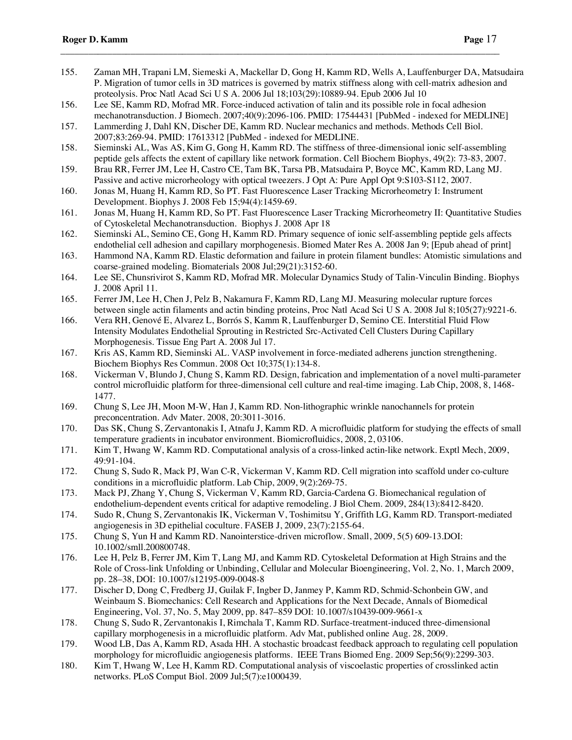155. Zaman MH, Trapani LM, Siemeski A, Mackellar D, Gong H, Kamm RD, Wells A, Lauffenburger DA, Matsudaira P. Migration of tumor cells in 3D matrices is governed by matrix stiffness along with cell-matrix adhesion and proteolysis. Proc Natl Acad Sci U S A. 2006 Jul 18;103(29):10889-94. Epub 2006 Jul 10
156. Lee SE, Kamm RD, Mofrad MR. Force-induced activation of talin and its possible role in focal adhesion mechanotransduction. J Biomech. 2007;40(9):2096-106. PMID: 17544431 [PubMed - indexed for MEDLINE]
157. Lammerding J, Dahl KN, Discher DE, Kamm RD. Nuclear mechanics and methods. Methods Cell Biol. 2007;83:269-94. PMID: 17613312 [PubMed - indexed for MEDLINE.
158. Sieminski AL, Was AS, Kim G, Gong H, Kamm RD. The stiffness of three-dimensional ionic self-assembling peptide gels affects the extent of capillary like network formation. Cell Biochem Biophys, 49(2): 73-83, 2007.
159. Brau RR, Ferrer JM, Lee H, Castro CE, Tam BK, Tarsa PB, Matsudaira P, Boyce MC, Kamm RD, Lang MJ. Passive and active microrheology with optical tweezers. J Opt A: Pure Appl Opt 9:S103-S112, 2007.
160. Jonas M, Huang H, Kamm RD, So PT. Fast Fluorescence Laser Tracking Microrheometry I: Instrument Development. Biophys J. 2008 Feb 15;94(4):1459-69.
161. Jonas M, Huang H, Kamm RD, So PT. Fast Fluorescence Laser Tracking Microrheometry II: Quantitative Studies of Cytoskeletal Mechanotransduction. Biophys J. 2008 Apr 18
162. Sieminski AL, Semino CE, Gong H, Kamm RD. Primary sequence of ionic self-assembling peptide gels affects endothelial cell adhesion and capillary morphogenesis. Biomed Mater Res A. 2008 Jan 9; [Epub ahead of print]
163. Hammond NA, Kamm RD. Elastic deformation and failure in protein filament bundles: Atomistic simulations and coarse-grained modeling. Biomaterials 2008 Jul;29(21):3152-60.
164. Lee SE, Chunsrivirot S, Kamm RD, Mofrad MR. Molecular Dynamics Study of Talin-Vinculin Binding. Biophys J. 2008 April 11.
165. Ferrer JM, Lee H, Chen J, Pelz B, Nakamura F, Kamm RD, Lang MJ. Measuring molecular rupture forces between single actin filaments and actin binding proteins, Proc Natl Acad Sci U S A. 2008 Jul 8;105(27):9221-6.
166. Vera RH, Genové E, Alvarez L, Borrós S, Kamm R, Lauffenburger D, Semino CE. Interstitial Fluid Flow Intensity Modulates Endothelial Sprouting in Restricted Src-Activated Cell Clusters During Capillary Morphogenesis. Tissue Eng Part A. 2008 Jul 17.
167. Kris AS, Kamm RD, Sieminski AL. VASP involvement in force-mediated adherens junction strengthening. Biochem Biophys Res Commun. 2008 Oct 10;375(1):134-8.
168. Vickerman V, Blundo J, Chung S, Kamm RD. Design, fabrication and implementation of a novel multi-parameter control microfluidic platform for three-dimensional cell culture and real-time imaging. Lab Chip, 2008, 8, 1468-1477.
169. Chung S, Lee JH, Moon M-W, Han J, Kamm RD. Non-lithographic wrinkle nanochannels for protein preconcentration. Adv Mater. 2008, 20:3011-3016.
170. Das SK, Chung S, Zervantonakis I, Atnafu J, Kamm RD. A microfluidic platform for studying the effects of small temperature gradients in incubator environment. Biomicrofluidics, 2008, 2, 03106.
171. Kim T, Hwang W, Kamm RD. Computational analysis of a cross-linked actin-like network. Exptl Mech, 2009, 49:91-104.
172. Chung S, Sudo R, Mack PJ, Wan C-R, Vickerman V, Kamm RD. Cell migration into scaffold under co-culture conditions in a microfluidic platform. Lab Chip, 2009, 9(2):269-75.
173. Mack PJ, Zhang Y, Chung S, Vickerman V, Kamm RD, Garcia-Cardena G. Biomechanical regulation of endothelium-dependent events critical for adaptive remodeling. J Biol Chem. 2009, 284(13):8412-8420.
174. Sudo R, Chung S, Zervantonakis IK, Vickerman V, Toshimitsu Y, Griffith LG, Kamm RD. Transport-mediated angiogenesis in 3D epithelial coculture. FASEB J, 2009, 23(7):2155-64.
175. Chung S, Yun H and Kamm RD. Nanointerstice-driven microflow. Small, 2009, 5(5) 609-13.DOI: 10.1002/smll.200800748.
176. Lee H, Pelz B, Ferrer JM, Kim T, Lang MJ, and Kamm RD. Cytoskeletal Deformation at High Strains and the Role of Cross-link Unfolding or Unbinding, Cellular and Molecular Bioengineering, Vol. 2, No. 1, March 2009, pp. 28–38, DOI: 10.1007/s12195-009-0048-8
177. Discher D, Dong C, Fredberg JJ, Guilak F, Ingber D, Janmey P, Kamm RD, Schmid-Schonbein GW, and Weinbaum S. Biomechanics: Cell Research and Applications for the Next Decade, Annals of Biomedical Engineering, Vol. 37, No. 5, May 2009, pp. 847–859 DOI: 10.1007/s10439-009-9661-x
178. Chung S, Sudo R, Zervantonakis I, Rimchala T, Kamm RD. Surface-treatment-induced three-dimensional capillary morphogenesis in a microfluidic platform. Adv Mat, published online Aug. 28, 2009.
179. Wood LB, Das A, Kamm RD, Asada HH. A stochastic broadcast feedback approach to regulating cell population morphology for microfluidic angiogenesis platforms. IEEE Trans Biomed Eng. 2009 Sep;56(9):2299-303.
180. Kim T, Hwang W, Lee H, Kamm RD. Computational analysis of viscoelastic properties of crosslinked actin networks. PLoS Comput Biol. 2009 Jul;5(7):e1000439.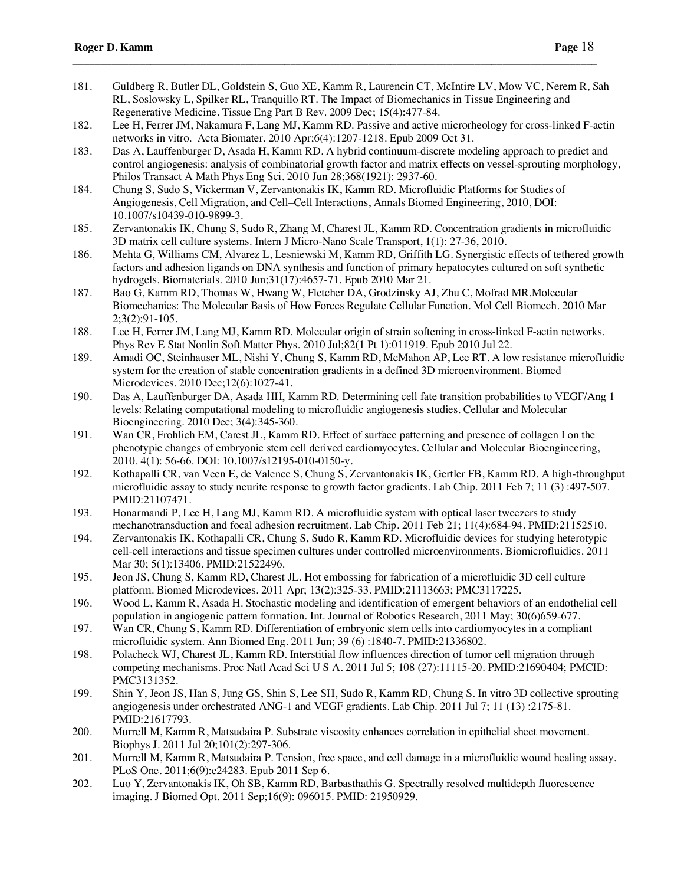181. Guldberg R, Butler DL, Goldstein S, Guo XE, Kamm R, Laurencin CT, McIntire LV, Mow VC, Nerem R, Sah RL, Soslowsky L, Spilker RL, Tranquillo RT. The Impact of Biomechanics in Tissue Engineering and Regenerative Medicine. Tissue Eng Part B Rev. 2009 Dec; 15(4):477-84.
182. Lee H, Ferrer JM, Nakamura F, Lang MJ, Kamm RD. Passive and active microrheology for cross-linked F-actin networks in vitro. Acta Biomater. 2010 Apr;6(4):1207-1218. Epub 2009 Oct 31.
183. Das A, Lauffenburger D, Asada H, Kamm RD. A hybrid continuum-discrete modeling approach to predict and control angiogenesis: analysis of combinatorial growth factor and matrix effects on vessel-sprouting morphology, Philos Transact A Math Phys Eng Sci. 2010 Jun 28;368(1921): 2937-60.
184. Chung S, Sudo S, Vickerman V, Zervantonakis IK, Kamm RD. Microfluidic Platforms for Studies of Angiogenesis, Cell Migration, and Cell–Cell Interactions, Annals Biomed Engineering, 2010, DOI: 10.1007/s10439-010-9899-3.
185. Zervantonakis IK, Chung S, Sudo R, Zhang M, Charest JL, Kamm RD. Concentration gradients in microfluidic 3D matrix cell culture systems. Intern J Micro-Nano Scale Transport, 1(1): 27-36, 2010.
186. Mehta G, Williams CM, Alvarez L, Lesniewski M, Kamm RD, Griffith LG. Synergistic effects of tethered growth factors and adhesion ligands on DNA synthesis and function of primary hepatocytes cultured on soft synthetic hydrogels. Biomaterials. 2010 Jun;31(17):4657-71. Epub 2010 Mar 21.
187. Bao G, Kamm RD, Thomas W, Hwang W, Fletcher DA, Grodzinsky AJ, Zhu C, Mofrad MR.Molecular Biomechanics: The Molecular Basis of How Forces Regulate Cellular Function. Mol Cell Biomech. 2010 Mar 2;3(2):91-105.
188. Lee H, Ferrer JM, Lang MJ, Kamm RD. Molecular origin of strain softening in cross-linked F-actin networks. Phys Rev E Stat Nonlin Soft Matter Phys. 2010 Jul;82(1 Pt 1):011919. Epub 2010 Jul 22.
189. Amadi OC, Steinhauser ML, Nishi Y, Chung S, Kamm RD, McMahon AP, Lee RT. A low resistance microfluidic system for the creation of stable concentration gradients in a defined 3D microenvironment. Biomed Microdevices. 2010 Dec;12(6):1027-41.
190. Das A, Lauffenburger DA, Asada HH, Kamm RD. Determining cell fate transition probabilities to VEGF/Ang 1 levels: Relating computational modeling to microfluidic angiogenesis studies. Cellular and Molecular Bioengineering. 2010 Dec; 3(4):345-360.
191. Wan CR, Frohlich EM, Carest JL, Kamm RD. Effect of surface patterning and presence of collagen I on the phenotypic changes of embryonic stem cell derived cardiomyocytes. Cellular and Molecular Bioengineering, 2010. 4(1): 56-66. DOI: 10.1007/s12195-010-0150-y.
192. Kothapalli CR, van Veen E, de Valence S, Chung S, Zervantonakis IK, Gertler FB, Kamm RD. A high-throughput microfluidic assay to study neurite response to growth factor gradients. Lab Chip. 2011 Feb 7; 11 (3) :497-507. PMID:21107471.
193. Honarmandi P, Lee H, Lang MJ, Kamm RD. A microfluidic system with optical laser tweezers to study mechanotransduction and focal adhesion recruitment. Lab Chip. 2011 Feb 21; 11(4):684-94. PMID:21152510.
194. Zervantonakis IK, Kothapalli CR, Chung S, Sudo R, Kamm RD. Microfluidic devices for studying heterotypic cell-cell interactions and tissue specimen cultures under controlled microenvironments. Biomicrofluidics. 2011 Mar 30; 5(1):13406. PMID:21522496.
195. Jeon JS, Chung S, Kamm RD, Charest JL. Hot embossing for fabrication of a microfluidic 3D cell culture platform. Biomed Microdevices. 2011 Apr; 13(2):325-33. PMID:21113663; PMC3117225.
196. Wood L, Kamm R, Asada H. Stochastic modeling and identification of emergent behaviors of an endothelial cell population in angiogenic pattern formation. Int. Journal of Robotics Research, 2011 May; 30(6)659-677.
197. Wan CR, Chung S, Kamm RD. Differentiation of embryonic stem cells into cardiomyocytes in a compliant microfluidic system. Ann Biomed Eng. 2011 Jun; 39 (6) :1840-7. PMID:21336802.
198. Polacheck WJ, Charest JL, Kamm RD. Interstitial flow influences direction of tumor cell migration through competing mechanisms. Proc Natl Acad Sci U S A. 2011 Jul 5; 108 (27):11115-20. PMID:21690404; PMCID: PMC3131352.
199. Shin Y, Jeon JS, Han S, Jung GS, Shin S, Lee SH, Sudo R, Kamm RD, Chung S. In vitro 3D collective sprouting angiogenesis under orchestrated ANG-1 and VEGF gradients. Lab Chip. 2011 Jul 7; 11 (13) :2175-81. PMID:21617793.
200. Murrell M, Kamm R, Matsudaira P. Substrate viscosity enhances correlation in epithelial sheet movement. Biophys J. 2011 Jul 20;101(2):297-306.
201. Murrell M, Kamm R, Matsudaira P. Tension, free space, and cell damage in a microfluidic wound healing assay. PLoS One. 2011;6(9):e24283. Epub 2011 Sep 6.
202. Luo Y, Zervantonakis IK, Oh SB, Kamm RD, Barbasthathis G. Spectrally resolved multidepth fluorescence imaging. J Biomed Opt. 2011 Sep;16(9): 096015. PMID: 21950929.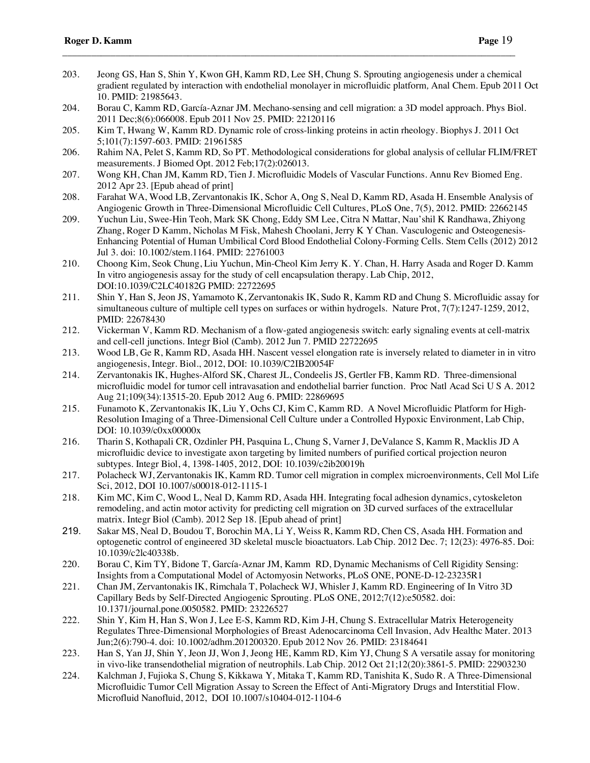203. Jeong GS, Han S, Shin Y, Kwon GH, Kamm RD, Lee SH, Chung S. Sprouting angiogenesis under a chemical gradient regulated by interaction with endothelial monolayer in microfluidic platform, Anal Chem. Epub 2011 Oct 10. PMID: 21985643.
204. Borau C, Kamm RD, García-Aznar JM. Mechano-sensing and cell migration: a 3D model approach. Phys Biol. 2011 Dec;8(6):066008. Epub 2011 Nov 25. PMID: 22120116
205. Kim T, Hwang W, Kamm RD. Dynamic role of cross-linking proteins in actin rheology. Biophys J. 2011 Oct 5;101(7):1597-603. PMID: 21961585
206. Rahim NA, Pelet S, Kamm RD, So PT. Methodological considerations for global analysis of cellular FLIM/FRET measurements. J Biomed Opt. 2012 Feb;17(2):026013.
207. Wong KH, Chan JM, Kamm RD, Tien J. Microfluidic Models of Vascular Functions. Annu Rev Biomed Eng. 2012 Apr 23. [Epub ahead of print]
208. Farahat WA, Wood LB, Zervantonakis IK, Schor A, Ong S, Neal D, Kamm RD, Asada H. Ensemble Analysis of Angiogenic Growth in Three-Dimensional Microfluidic Cell Cultures, PLoS One, 7(5), 2012. PMID: 22662145
209. Yuchun Liu, Swee-Hin Teoh, Mark SK Chong, Eddy SM Lee, Citra N Mattar, Nau'shil K Randhawa, Zhiyong Zhang, Roger D Kamm, Nicholas M Fisk, Mahesh Choolani, Jerry K Y Chan. Vasculogenic and Osteogenesis-Enhancing Potential of Human Umbilical Cord Blood Endothelial Colony-Forming Cells. Stem Cells (2012) 2012 Jul 3. doi: 10.1002/stem.1164. PMID: 22761003
210. Choong Kim, Seok Chung, Liu Yuchun, Min-Cheol Kim Jerry K. Y. Chan, H. Harry Asada and Roger D. Kamm In vitro angiogenesis assay for the study of cell encapsulation therapy. Lab Chip, 2012, DOI:10.1039/C2LC40182G PMID: 22722695
211. Shin Y, Han S, Jeon JS, Yamamoto K, Zervantonakis IK, Sudo R, Kamm RD and Chung S. Microfluidic assay for simultaneous culture of multiple cell types on surfaces or within hydrogels. Nature Prot, 7(7):1247-1259, 2012, PMID: 22678430
212. Vickerman V, Kamm RD. Mechanism of a flow-gated angiogenesis switch: early signaling events at cell-matrix and cell-cell junctions. Integr Biol (Camb). 2012 Jun 7. PMID 22722695
213. Wood LB, Ge R, Kamm RD, Asada HH. Nascent vessel elongation rate is inversely related to diameter in in vitro angiogenesis, Integr. Biol., 2012, DOI: 10.1039/C2IB20054F
214. Zervantonakis IK, Hughes-Alford SK, Charest JL, Condeelis JS, Gertler FB, Kamm RD. Three-dimensional microfluidic model for tumor cell intravasation and endothelial barrier function. Proc Natl Acad Sci U S A. 2012 Aug 21;109(34):13515-20. Epub 2012 Aug 6. PMID: 22869695
215. Funamoto K, Zervantonakis IK, Liu Y, Ochs CJ, Kim C, Kamm RD. A Novel Microfluidic Platform for High-Resolution Imaging of a Three-Dimensional Cell Culture under a Controlled Hypoxic Environment, Lab Chip, DOI: 10.1039/c0xx00000x
216. Tharin S, Kothapali CR, Ozdinler PH, Pasquina L, Chung S, Varner J, DeValance S, Kamm R, Macklis JD A microfluidic device to investigate axon targeting by limited numbers of purified cortical projection neuron subtypes. Integr Biol, 4, 1398-1405, 2012, DOI: 10.1039/c2ib20019h
217. Polacheck WJ, Zervantonakis IK, Kamm RD. Tumor cell migration in complex microenvironments, Cell Mol Life Sci, 2012, DOI 10.1007/s00018-012-1115-1
218. Kim MC, Kim C, Wood L, Neal D, Kamm RD, Asada HH. Integrating focal adhesion dynamics, cytoskeleton remodeling, and actin motor activity for predicting cell migration on 3D curved surfaces of the extracellular matrix. Integr Biol (Camb). 2012 Sep 18. [Epub ahead of print]
219. Sakar MS, Neal D, Boudou T, Borochin MA, Li Y, Weiss R, Kamm RD, Chen CS, Asada HH. Formation and optogenetic control of engineered 3D skeletal muscle bioactuators. Lab Chip. 2012 Dec. 7; 12(23): 4976-85. Doi: 10.1039/c2lc40338b.
220. Borau C, Kim TY, Bidone T, García-Aznar JM, Kamm RD, Dynamic Mechanisms of Cell Rigidity Sensing: Insights from a Computational Model of Actomyosin Networks, PLoS ONE, PONE-D-12-23235R1
221. Chan JM, Zervantonakis IK, Rimchala T, Polacheck WJ, Whisler J, Kamm RD. Engineering of In Vitro 3D Capillary Beds by Self-Directed Angiogenic Sprouting. PLoS ONE, 2012;7(12):e50582. doi: 10.1371/journal.pone.0050582. PMID: 23226527
222. Shin Y, Kim H, Han S, Won J, Lee E-S, Kamm RD, Kim J-H, Chung S. Extracellular Matrix Heterogeneity Regulates Three-Dimensional Morphologies of Breast Adenocarcinoma Cell Invasion, Adv Healthc Mater. 2013 Jun;2(6):790-4. doi: 10.1002/adhm.201200320. Epub 2012 Nov 26. PMID: 23184641
223. Han S, Yan JJ, Shin Y, Jeon JJ, Won J, Jeong HE, Kamm RD, Kim YJ, Chung S A versatile assay for monitoring in vivo-like transendothelial migration of neutrophils. Lab Chip. 2012 Oct 21;12(20):3861-5. PMID: 22903230
224. Kalchman J, Fujioka S, Chung S, Kikkawa Y, Mitaka T, Kamm RD, Tanishita K, Sudo R. A Three-Dimensional Microfluidic Tumor Cell Migration Assay to Screen the Effect of Anti-Migratory Drugs and Interstitial Flow. Microfluid Nanofluid, 2012, DOI 10.1007/s10404-012-1104-6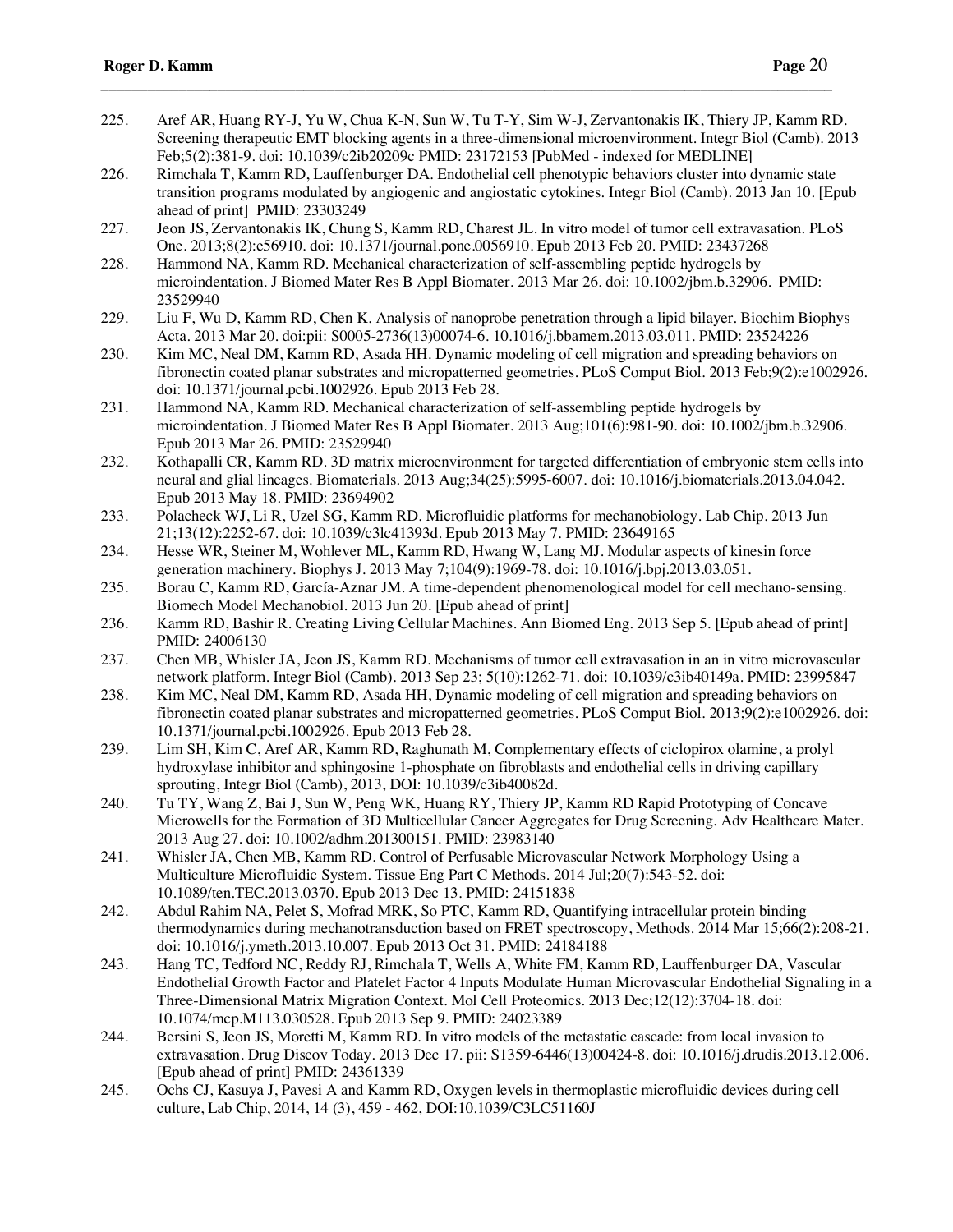225. Aref AR, Huang RY-J, Yu W, Chua K-N, Sun W, Tu T-Y, Sim W-J, Zervantonakis IK, Thiery JP, Kamm RD. Screening therapeutic EMT blocking agents in a three-dimensional microenvironment. Integr Biol (Camb). 2013 Feb;5(2):381-9. doi: 10.1039/c2ib20209c PMID: 23172153 [PubMed - indexed for MEDLINE]
226. Rimchala T, Kamm RD, Lauffenburger DA. Endothelial cell phenotypic behaviors cluster into dynamic state transition programs modulated by angiogenic and angiostatic cytokines. Integr Biol (Camb). 2013 Jan 10. [Epub ahead of print] PMID: 23303249
227. Jeon JS, Zervantonakis IK, Chung S, Kamm RD, Charest JL. In vitro model of tumor cell extravasation. PLoS One. 2013;8(2):e56910. doi: 10.1371/journal.pone.0056910. Epub 2013 Feb 20. PMID: 23437268
228. Hammond NA, Kamm RD. Mechanical characterization of self-assembling peptide hydrogels by microindentation. J Biomed Mater Res B Appl Biomater. 2013 Mar 26. doi: 10.1002/jbm.b.32906. PMID: 23529940
229. Liu F, Wu D, Kamm RD, Chen K. Analysis of nanoprobe penetration through a lipid bilayer. Biochim Biophys Acta. 2013 Mar 20. doi:pii: S0005-2736(13)00074-6. 10.1016/j.bbamem.2013.03.011. PMID: 23524226
230. Kim MC, Neal DM, Kamm RD, Asada HH. Dynamic modeling of cell migration and spreading behaviors on fibronectin coated planar substrates and micropatterned geometries. PLoS Comput Biol. 2013 Feb;9(2):e1002926. doi: 10.1371/journal.pcbi.1002926. Epub 2013 Feb 28.
231. Hammond NA, Kamm RD. Mechanical characterization of self-assembling peptide hydrogels by microindentation. J Biomed Mater Res B Appl Biomater. 2013 Aug;101(6):981-90. doi: 10.1002/jbm.b.32906. Epub 2013 Mar 26. PMID: 23529940
232. Kothapalli CR, Kamm RD. 3D matrix microenvironment for targeted differentiation of embryonic stem cells into neural and glial lineages. Biomaterials. 2013 Aug;34(25):5995-6007. doi: 10.1016/j.biomaterials.2013.04.042. Epub 2013 May 18. PMID: 23694902
233. Polacheck WJ, Li R, Uzel SG, Kamm RD. Microfluidic platforms for mechanobiology. Lab Chip. 2013 Jun 21;13(12):2252-67. doi: 10.1039/c3lc41393d. Epub 2013 May 7. PMID: 23649165
234. Hesse WR, Steiner M, Wohlever ML, Kamm RD, Hwang W, Lang MJ. Modular aspects of kinesin force generation machinery. Biophys J. 2013 May 7;104(9):1969-78. doi: 10.1016/j.bpj.2013.03.051.
235. Borau C, Kamm RD, García-Aznar JM. A time-dependent phenomenological model for cell mechano-sensing. Biomech Model Mechanobiol. 2013 Jun 20. [Epub ahead of print]
236. Kamm RD, Bashir R. Creating Living Cellular Machines. Ann Biomed Eng. 2013 Sep 5. [Epub ahead of print] PMID: 24006130
237. Chen MB, Whisler JA, Jeon JS, Kamm RD. Mechanisms of tumor cell extravasation in an in vitro microvascular network platform. Integr Biol (Camb). 2013 Sep 23; 5(10):1262-71. doi: 10.1039/c3ib40149a. PMID: 23995847
238. Kim MC, Neal DM, Kamm RD, Asada HH, Dynamic modeling of cell migration and spreading behaviors on fibronectin coated planar substrates and micropatterned geometries. PLoS Comput Biol. 2013;9(2):e1002926. doi: 10.1371/journal.pcbi.1002926. Epub 2013 Feb 28.
239. Lim SH, Kim C, Aref AR, Kamm RD, Raghunath M, Complementary effects of ciclopirox olamine, a prolyl hydroxylase inhibitor and sphingosine 1-phosphate on fibroblasts and endothelial cells in driving capillary sprouting, Integr Biol (Camb), 2013, DOI: 10.1039/c3ib40082d.
240. Tu TY, Wang Z, Bai J, Sun W, Peng WK, Huang RY, Thiery JP, Kamm RD Rapid Prototyping of Concave Microwells for the Formation of 3D Multicellular Cancer Aggregates for Drug Screening. Adv Healthcare Mater. 2013 Aug 27. doi: 10.1002/adhm.201300151. PMID: 23983140
241. Whisler JA, Chen MB, Kamm RD. Control of Perfusable Microvascular Network Morphology Using a Multiculture Microfluidic System. Tissue Eng Part C Methods. 2014 Jul;20(7):543-52. doi: 10.1089/ten.TEC.2013.0370. Epub 2013 Dec 13. PMID: 24151838
242. Abdul Rahim NA, Pelet S, Mofrad MRK, So PTC, Kamm RD, Quantifying intracellular protein binding thermodynamics during mechanotransduction based on FRET spectroscopy, Methods. 2014 Mar 15;66(2):208-21. doi: 10.1016/j.ymeth.2013.10.007. Epub 2013 Oct 31. PMID: 24184188
243. Hang TC, Tedford NC, Reddy RJ, Rimchala T, Wells A, White FM, Kamm RD, Lauffenburger DA, Vascular Endothelial Growth Factor and Platelet Factor 4 Inputs Modulate Human Microvascular Endothelial Signaling in a Three-Dimensional Matrix Migration Context. Mol Cell Proteomics. 2013 Dec;12(12):3704-18. doi: 10.1074/mcp.M113.030528. Epub 2013 Sep 9. PMID: 24023389
244. Bersini S, Jeon JS, Moretti M, Kamm RD. In vitro models of the metastatic cascade: from local invasion to extravasation. Drug Discov Today. 2013 Dec 17. pii: S1359-6446(13)00424-8. doi: 10.1016/j.drudis.2013.12.006. [Epub ahead of print] PMID: 24361339
245. Ochs CJ, Kasuya J, Pavesi A and Kamm RD, Oxygen levels in thermoplastic microfluidic devices during cell culture, Lab Chip, 2014, 14 (3), 459 - 462, DOI:10.1039/C3LC51160J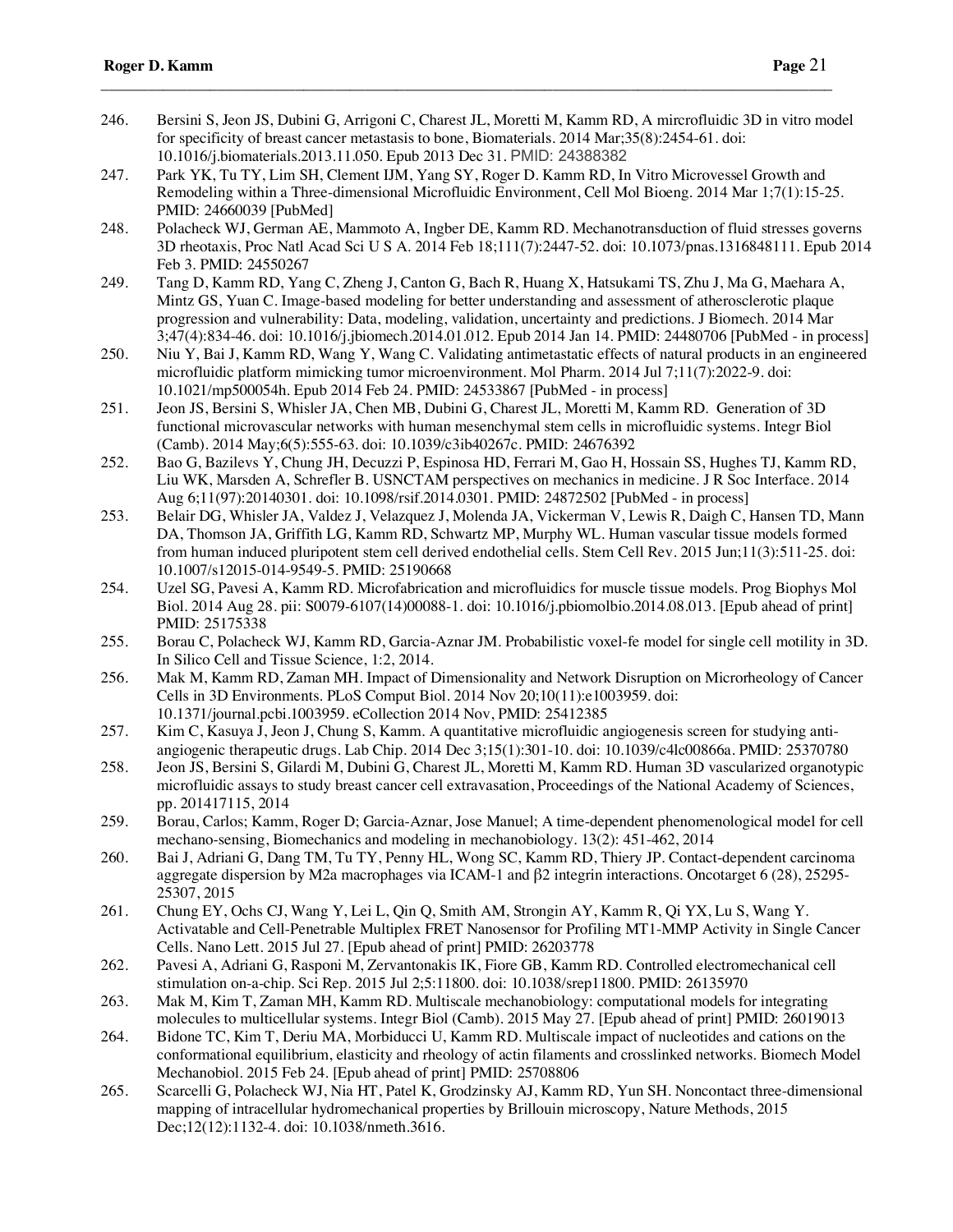246. Bersini S, Jeon JS, Dubini G, Arrigoni C, Charest JL, Moretti M, Kamm RD, A mircrofluidic 3D in vitro model for specificity of breast cancer metastasis to bone, Biomaterials. 2014 Mar;35(8):2454-61. doi: 10.1016/j.biomaterials.2013.11.050. Epub 2013 Dec 31. PMID: 24388382
247. Park YK, Tu TY, Lim SH, Clement IJM, Yang SY, Roger D. Kamm RD, In Vitro Microvessel Growth and Remodeling within a Three-dimensional Microfluidic Environment, Cell Mol Bioeng. 2014 Mar 1;7(1):15-25. PMID: 24660039 [PubMed]
248. Polacheck WJ, German AE, Mammoto A, Ingber DE, Kamm RD. Mechanotransduction of fluid stresses governs 3D rheotaxis, Proc Natl Acad Sci U S A. 2014 Feb 18;111(7):2447-52. doi: 10.1073/pnas.1316848111. Epub 2014 Feb 3. PMID: 24550267
249. Tang D, Kamm RD, Yang C, Zheng J, Canton G, Bach R, Huang X, Hatsukami TS, Zhu J, Ma G, Maehara A, Mintz GS, Yuan C. Image-based modeling for better understanding and assessment of atherosclerotic plaque progression and vulnerability: Data, modeling, validation, uncertainty and predictions. J Biomech. 2014 Mar 3;47(4):834-46. doi: 10.1016/j.jbiomech.2014.01.012. Epub 2014 Jan 14. PMID: 24480706 [PubMed - in process]
250. Niu Y, Bai J, Kamm RD, Wang Y, Wang C. Validating antimetastatic effects of natural products in an engineered microfluidic platform mimicking tumor microenvironment. Mol Pharm. 2014 Jul 7;11(7):2022-9. doi: 10.1021/mp500054h. Epub 2014 Feb 24. PMID: 24533867 [PubMed - in process]
251. Jeon JS, Bersini S, Whisler JA, Chen MB, Dubini G, Charest JL, Moretti M, Kamm RD. Generation of 3D functional microvascular networks with human mesenchymal stem cells in microfluidic systems. Integr Biol (Camb). 2014 May;6(5):555-63. doi: 10.1039/c3ib40267c. PMID: 24676392
252. Bao G, Bazilevs Y, Chung JH, Decuzzi P, Espinosa HD, Ferrari M, Gao H, Hossain SS, Hughes TJ, Kamm RD, Liu WK, Marsden A, Schrefler B. USNCTAM perspectives on mechanics in medicine. J R Soc Interface. 2014 Aug 6;11(97):20140301. doi: 10.1098/rsif.2014.0301. PMID: 24872502 [PubMed - in process]
253. Belair DG, Whisler JA, Valdez J, Velazquez J, Molenda JA, Vickerman V, Lewis R, Daigh C, Hansen TD, Mann DA, Thomson JA, Griffith LG, Kamm RD, Schwartz MP, Murphy WL. Human vascular tissue models formed from human induced pluripotent stem cell derived endothelial cells. Stem Cell Rev. 2015 Jun;11(3):511-25. doi: 10.1007/s12015-014-9549-5. PMID: 25190668
254. Uzel SG, Pavesi A, Kamm RD. Microfabrication and microfluidics for muscle tissue models. Prog Biophys Mol Biol. 2014 Aug 28. pii: S0079-6107(14)00088-1. doi: 10.1016/j.pbiomolbio.2014.08.013. [Epub ahead of print] PMID: 25175338
255. Borau C, Polacheck WJ, Kamm RD, Garcia-Aznar JM. Probabilistic voxel-fe model for single cell motility in 3D. In Silico Cell and Tissue Science, 1:2, 2014.
256. Mak M, Kamm RD, Zaman MH. Impact of Dimensionality and Network Disruption on Microrheology of Cancer Cells in 3D Environments. PLoS Comput Biol. 2014 Nov 20;10(11):e1003959. doi: 10.1371/journal.pcbi.1003959. eCollection 2014 Nov, PMID: 25412385
257. Kim C, Kasuya J, Jeon J, Chung S, Kamm. A quantitative microfluidic angiogenesis screen for studying anti-angiogenic therapeutic drugs. Lab Chip. 2014 Dec 3;15(1):301-10. doi: 10.1039/c4lc00866a. PMID: 25370780
258. Jeon JS, Bersini S, Gilardi M, Dubini G, Charest JL, Moretti M, Kamm RD. Human 3D vascularized organotypic microfluidic assays to study breast cancer cell extravasation, Proceedings of the National Academy of Sciences, pp. 201417115, 2014
259. Borau, Carlos; Kamm, Roger D; Garcia-Aznar, Jose Manuel; A time-dependent phenomenological model for cell mechano-sensing, Biomechanics and modeling in mechanobiology. 13(2): 451-462, 2014
260. Bai J, Adriani G, Dang TM, Tu TY, Penny HL, Wong SC, Kamm RD, Thiery JP. Contact-dependent carcinoma aggregate dispersion by M2a macrophages via ICAM-1 and β2 integrin interactions. Oncotarget 6 (28), 25295-25307, 2015
261. Chung EY, Ochs CJ, Wang Y, Lei L, Qin Q, Smith AM, Strongin AY, Kamm R, Qi YX, Lu S, Wang Y. Activatable and Cell-Penetrable Multiplex FRET Nanosensor for Profiling MT1-MMP Activity in Single Cancer Cells. Nano Lett. 2015 Jul 27. [Epub ahead of print] PMID: 26203778
262. Pavesi A, Adriani G, Rasponi M, Zervantonakis IK, Fiore GB, Kamm RD. Controlled electromechanical cell stimulation on-a-chip. Sci Rep. 2015 Jul 2;5:11800. doi: 10.1038/srep11800. PMID: 26135970
263. Mak M, Kim T, Zaman MH, Kamm RD. Multiscale mechanobiology: computational models for integrating molecules to multicellular systems. Integr Biol (Camb). 2015 May 27. [Epub ahead of print] PMID: 26019013
264. Bidone TC, Kim T, Deriu MA, Morbiducci U, Kamm RD. Multiscale impact of nucleotides and cations on the conformational equilibrium, elasticity and rheology of actin filaments and crosslinked networks. Biomech Model Mechanobiol. 2015 Feb 24. [Epub ahead of print] PMID: 25708806
265. Scarcelli G, Polacheck WJ, Nia HT, Patel K, Grodzinsky AJ, Kamm RD, Yun SH. Noncontact three-dimensional mapping of intracellular hydromechanical properties by Brillouin microscopy, Nature Methods, 2015 Dec;12(12):1132-4. doi: 10.1038/nmeth.3616.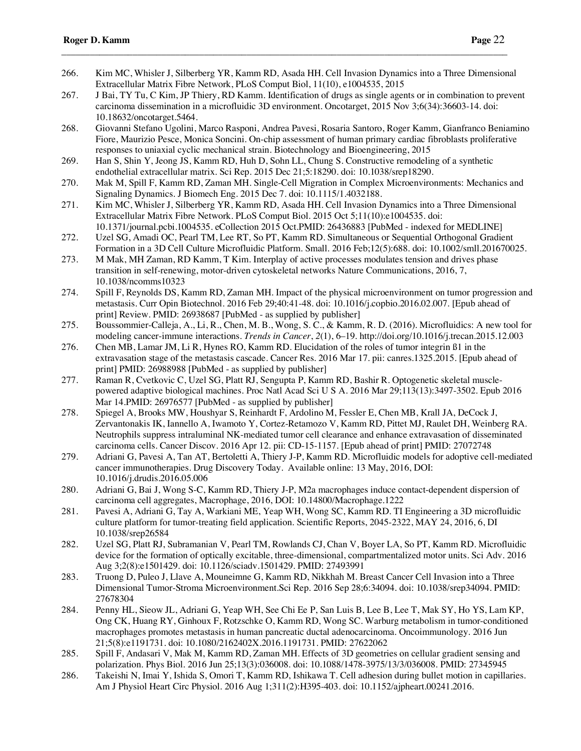266. Kim MC, Whisler J, Silberberg YR, Kamm RD, Asada HH. Cell Invasion Dynamics into a Three Dimensional Extracellular Matrix Fibre Network, PLoS Comput Biol, 11(10), e1004535, 2015
267. J Bai, TY Tu, C Kim, JP Thiery, RD Kamm. Identification of drugs as single agents or in combination to prevent carcinoma dissemination in a microfluidic 3D environment. Oncotarget, 2015 Nov 3;6(34):36603-14. doi: 10.18632/oncotarget.5464.
268. Giovanni Stefano Ugolini, Marco Rasponi, Andrea Pavesi, Rosaria Santoro, Roger Kamm, Gianfranco Beniamino Fiore, Maurizio Pesce, Monica Soncini. On-chip assessment of human primary cardiac fibroblasts proliferative responses to uniaxial cyclic mechanical strain. Biotechnology and Bioengineering, 2015
269. Han S, Shin Y, Jeong JS, Kamm RD, Huh D, Sohn LL, Chung S. Constructive remodeling of a synthetic endothelial extracellular matrix. Sci Rep. 2015 Dec 21;5:18290. doi: 10.1038/srep18290.
270. Mak M, Spill F, Kamm RD, Zaman MH. Single-Cell Migration in Complex Microenvironments: Mechanics and Signaling Dynamics. J Biomech Eng. 2015 Dec 7. doi: 10.1115/1.4032188.
271. Kim MC, Whisler J, Silberberg YR, Kamm RD, Asada HH. Cell Invasion Dynamics into a Three Dimensional Extracellular Matrix Fibre Network. PLoS Comput Biol. 2015 Oct 5;11(10):e1004535. doi: 10.1371/journal.pcbi.1004535. eCollection 2015 Oct.PMID: 26436883 [PubMed - indexed for MEDLINE]
272. Uzel SG, Amadi OC, Pearl TM, Lee RT, So PT, Kamm RD. Simultaneous or Sequential Orthogonal Gradient Formation in a 3D Cell Culture Microfluidic Platform. Small. 2016 Feb;12(5):688. doi: 10.1002/smll.201670025.
273. M Mak, MH Zaman, RD Kamm, T Kim. Interplay of active processes modulates tension and drives phase transition in self-renewing, motor-driven cytoskeletal networks Nature Communications, 2016, 7, 10.1038/ncomms10323
274. Spill F, Reynolds DS, Kamm RD, Zaman MH. Impact of the physical microenvironment on tumor progression and metastasis. Curr Opin Biotechnol. 2016 Feb 29;40:41-48. doi: 10.1016/j.copbio.2016.02.007. [Epub ahead of print] Review. PMID: 26938687 [PubMed - as supplied by publisher]
275. Boussommier-Calleja, A., Li, R., Chen, M. B., Wong, S. C., & Kamm, R. D. (2016). Microfluidics: A new tool for modeling cancer-immune interactions. *Trends in Cancer*, *2*(1), 6–19. http://doi.org/10.1016/j.trecan.2015.12.003
276. Chen MB, Lamar JM, Li R, Hynes RO, Kamm RD. Elucidation of the roles of tumor integrin ß1 in the extravasation stage of the metastasis cascade. Cancer Res. 2016 Mar 17. pii: canres.1325.2015. [Epub ahead of print] PMID: 26988988 [PubMed - as supplied by publisher]
277. Raman R, Cvetkovic C, Uzel SG, Platt RJ, Sengupta P, Kamm RD, Bashir R. Optogenetic skeletal muscle-powered adaptive biological machines. Proc Natl Acad Sci U S A. 2016 Mar 29;113(13):3497-3502. Epub 2016 Mar 14.PMID: 26976577 [PubMed - as supplied by publisher]
278. Spiegel A, Brooks MW, Houshyar S, Reinhardt F, Ardolino M, Fessler E, Chen MB, Krall JA, DeCock J, Zervantonakis IK, Iannello A, Iwamoto Y, Cortez-Retamozo V, Kamm RD, Pittet MJ, Raulet DH, Weinberg RA. Neutrophils suppress intraluminal NK-mediated tumor cell clearance and enhance extravasation of disseminated carcinoma cells. Cancer Discov. 2016 Apr 12. pii: CD-15-1157. [Epub ahead of print] PMID: 27072748
279. Adriani G, Pavesi A, Tan AT, Bertoletti A, Thiery J-P, Kamm RD. Microfluidic models for adoptive cell-mediated cancer immunotherapies. Drug Discovery Today. Available online: 13 May, 2016, DOI: 10.1016/j.drudis.2016.05.006
280. Adriani G, Bai J, Wong S-C, Kamm RD, Thiery J-P, M2a macrophages induce contact-dependent dispersion of carcinoma cell aggregates, Macrophage, 2016, DOI: 10.14800/Macrophage.1222
281. Pavesi A, Adriani G, Tay A, Warkiani ME, Yeap WH, Wong SC, Kamm RD. TI Engineering a 3D microfluidic culture platform for tumor-treating field application. Scientific Reports, 2045-2322, MAY 24, 2016, 6, DI 10.1038/srep26584
282. Uzel SG, Platt RJ, Subramanian V, Pearl TM, Rowlands CJ, Chan V, Boyer LA, So PT, Kamm RD. Microfluidic device for the formation of optically excitable, three-dimensional, compartmentalized motor units. Sci Adv. 2016 Aug 3;2(8):e1501429. doi: 10.1126/sciadv.1501429. PMID: 27493991
283. Truong D, Puleo J, Llave A, Mouneimne G, Kamm RD, Nikkhah M. Breast Cancer Cell Invasion into a Three Dimensional Tumor-Stroma Microenvironment.Sci Rep. 2016 Sep 28;6:34094. doi: 10.1038/srep34094. PMID: 27678304
284. Penny HL, Sieow JL, Adriani G, Yeap WH, See Chi Ee P, San Luis B, Lee B, Lee T, Mak SY, Ho YS, Lam KP, Ong CK, Huang RY, Ginhoux F, Rotzschke O, Kamm RD, Wong SC. Warburg metabolism in tumor-conditioned macrophages promotes metastasis in human pancreatic ductal adenocarcinoma. Oncoimmunology. 2016 Jun 21;5(8):e1191731. doi: 10.1080/2162402X.2016.1191731. PMID: 27622062
285. Spill F, Andasari V, Mak M, Kamm RD, Zaman MH. Effects of 3D geometries on cellular gradient sensing and polarization. Phys Biol. 2016 Jun 25;13(3):036008. doi: 10.1088/1478-3975/13/3/036008. PMID: 27345945
286. Takeishi N, Imai Y, Ishida S, Omori T, Kamm RD, Ishikawa T. Cell adhesion during bullet motion in capillaries. Am J Physiol Heart Circ Physiol. 2016 Aug 1;311(2):H395-403. doi: 10.1152/ajpheart.00241.2016.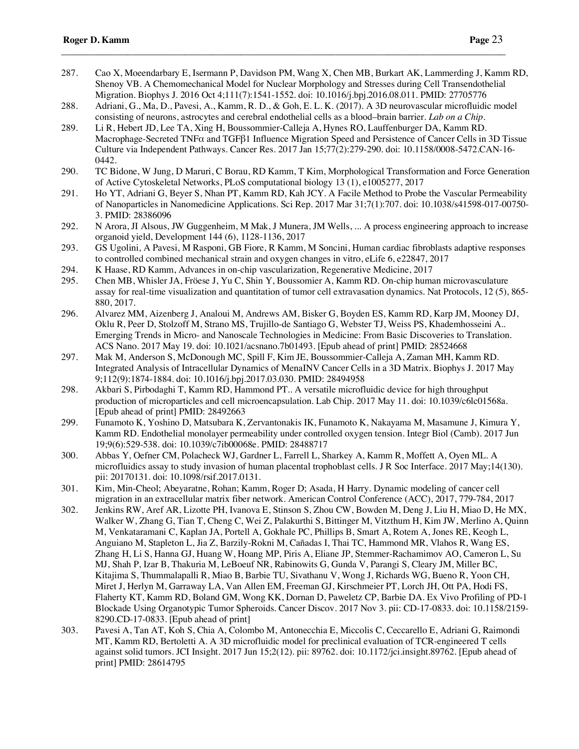287. Cao X, Moeendarbary E, Isermann P, Davidson PM, Wang X, Chen MB, Burkart AK, Lammerding J, Kamm RD, Shenoy VB. A Chemomechanical Model for Nuclear Morphology and Stresses during Cell Transendothelial Migration. Biophys J. 2016 Oct 4;111(7):1541-1552. doi: 10.1016/j.bpj.2016.08.011. PMID: 27705776

288. Adriani, G., Ma, D., Pavesi, A., Kamm, R. D., & Goh, E. L. K. (2017). A 3D neurovascular microfluidic model consisting of neurons, astrocytes and cerebral endothelial cells as a blood–brain barrier. *Lab on a Chip*.

289. Li R, Hebert JD, Lee TA, Xing H, Boussommier-Calleja A, Hynes RO, Lauffenburger DA, Kamm RD. Macrophage-Secreted TNFα and TGFβ1 Influence Migration Speed and Persistence of Cancer Cells in 3D Tissue Culture via Independent Pathways. Cancer Res. 2017 Jan 15;77(2):279-290. doi: 10.1158/0008-5472.CAN-16-0442.

290. TC Bidone, W Jung, D Maruri, C Borau, RD Kamm, T Kim, Morphological Transformation and Force Generation of Active Cytoskeletal Networks, PLoS computational biology 13 (1), e1005277, 2017

291. Ho YT, Adriani G, Beyer S, Nhan PT, Kamm RD, Kah JCY. A Facile Method to Probe the Vascular Permeability of Nanoparticles in Nanomedicine Applications. Sci Rep. 2017 Mar 31;7(1):707. doi: 10.1038/s41598-017-00750-3. PMID: 28386096

292. N Arora, JI Alsous, JW Guggenheim, M Mak, J Munera, JM Wells, ... A process engineering approach to increase organoid yield, Development 144 (6), 1128-1136, 2017

293. GS Ugolini, A Pavesi, M Rasponi, GB Fiore, R Kamm, M Soncini, Human cardiac fibroblasts adaptive responses to controlled combined mechanical strain and oxygen changes in vitro, eLife 6, e22847, 2017

294. K Haase, RD Kamm, Advances in on-chip vascularization, Regenerative Medicine, 2017

295. Chen MB, Whisler JA, Fröese J, Yu C, Shin Y, Boussomier A, Kamm RD. On-chip human microvasculature assay for real-time visualization and quantitation of tumor cell extravasation dynamics. Nat Protocols, 12 (5), 865-880, 2017.

296. Alvarez MM, Aizenberg J, Analoui M, Andrews AM, Bisker G, Boyden ES, Kamm RD, Karp JM, Mooney DJ, Oklu R, Peer D, Stolzoff M, Strano MS, Trujillo-de Santiago G, Webster TJ, Weiss PS, Khademhosseini A.. Emerging Trends in Micro- and Nanoscale Technologies in Medicine: From Basic Discoveries to Translation. ACS Nano. 2017 May 19. doi: 10.1021/acsnano.7b01493. [Epub ahead of print] PMID: 28524668

297. Mak M, Anderson S, McDonough MC, Spill F, Kim JE, Boussommier-Calleja A, Zaman MH, Kamm RD. Integrated Analysis of Intracellular Dynamics of MenaINV Cancer Cells in a 3D Matrix. Biophys J. 2017 May 9;112(9):1874-1884. doi: 10.1016/j.bpj.2017.03.030. PMID: 28494958

298. Akbari S, Pirbodaghi T, Kamm RD, Hammond PT.. A versatile microfluidic device for high throughput production of microparticles and cell microencapsulation. Lab Chip. 2017 May 11. doi: 10.1039/c6lc01568a. [Epub ahead of print] PMID: 28492663

299. Funamoto K, Yoshino D, Matsubara K, Zervantonakis IK, Funamoto K, Nakayama M, Masamune J, Kimura Y, Kamm RD. Endothelial monolayer permeability under controlled oxygen tension. Integr Biol (Camb). 2017 Jun 19;9(6):529-538. doi: 10.1039/c7ib00068e. PMID: 28488717

300. Abbas Y, Oefner CM, Polacheck WJ, Gardner L, Farrell L, Sharkey A, Kamm R, Moffett A, Oyen ML. A microfluidics assay to study invasion of human placental trophoblast cells. J R Soc Interface. 2017 May;14(130). pii: 20170131. doi: 10.1098/rsif.2017.0131.

301. Kim, Min-Cheol; Abeyaratne, Rohan; Kamm, Roger D; Asada, H Harry. Dynamic modeling of cancer cell migration in an extracellular matrix fiber network. American Control Conference (ACC), 2017, 779-784, 2017

302. Jenkins RW, Aref AR, Lizotte PH, Ivanova E, Stinson S, Zhou CW, Bowden M, Deng J, Liu H, Miao D, He MX, Walker W, Zhang G, Tian T, Cheng C, Wei Z, Palakurthi S, Bittinger M, Vitzthum H, Kim JW, Merlino A, Quinn M, Venkataramani C, Kaplan JA, Portell A, Gokhale PC, Phillips B, Smart A, Rotem A, Jones RE, Keogh L, Anguiano M, Stapleton L, Jia Z, Barzily-Rokni M, Cañadas I, Thai TC, Hammond MR, Vlahos R, Wang ES, Zhang H, Li S, Hanna GJ, Huang W, Hoang MP, Piris A, Eliane JP, Stemmer-Rachamimov AO, Cameron L, Su MJ, Shah P, Izar B, Thakuria M, LeBoeuf NR, Rabinowits G, Gunda V, Parangi S, Cleary JM, Miller BC, Kitajima S, Thummalapalli R, Miao B, Barbie TU, Sivathanu V, Wong J, Richards WG, Bueno R, Yoon CH, Miret J, Herlyn M, Garraway LA, Van Allen EM, Freeman GJ, Kirschmeier PT, Lorch JH, Ott PA, Hodi FS, Flaherty KT, Kamm RD, Boland GM, Wong KK, Dornan D, Paweletz CP, Barbie DA. Ex Vivo Profiling of PD-1 Blockade Using Organotypic Tumor Spheroids. Cancer Discov. 2017 Nov 3. pii: CD-17-0833. doi: 10.1158/2159-8290.CD-17-0833. [Epub ahead of print]

303. Pavesi A, Tan AT, Koh S, Chia A, Colombo M, Antonecchia E, Miccolis C, Ceccarello E, Adriani G, Raimondi MT, Kamm RD, Bertoletti A. A 3D microfluidic model for preclinical evaluation of TCR-engineered T cells against solid tumors. JCI Insight. 2017 Jun 15;2(12). pii: 89762. doi: 10.1172/jci.insight.89762. [Epub ahead of print] PMID: 28614795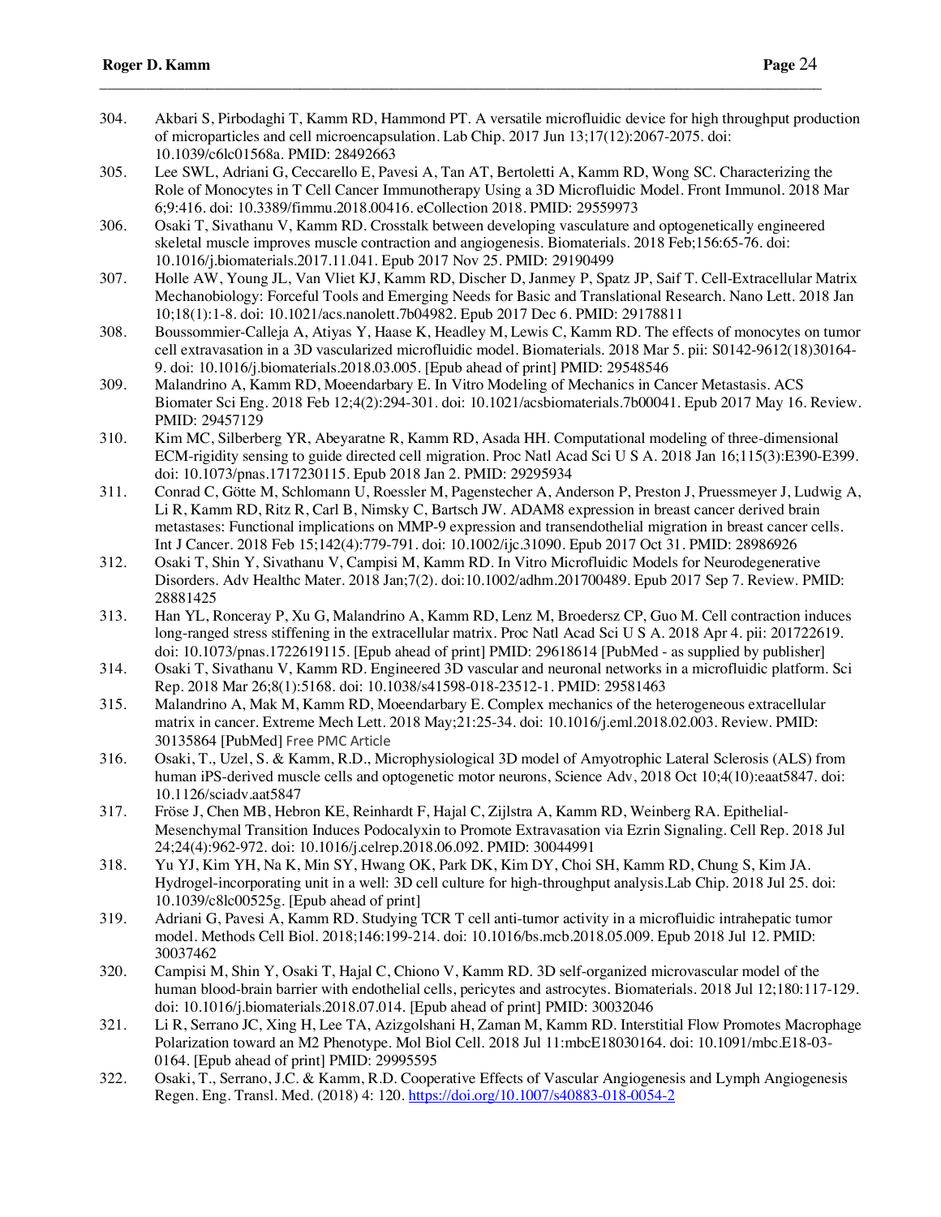304. Akbari S, Pirbodaghi T, Kamm RD, Hammond PT. A versatile microfluidic device for high throughput production of microparticles and cell microencapsulation. Lab Chip. 2017 Jun 13;17(12):2067-2075. doi: 10.1039/c6lc01568a. PMID: 28492663
305. Lee SWL, Adriani G, Ceccarello E, Pavesi A, Tan AT, Bertoletti A, Kamm RD, Wong SC. Characterizing the Role of Monocytes in T Cell Cancer Immunotherapy Using a 3D Microfluidic Model. Front Immunol. 2018 Mar 6;9:416. doi: 10.3389/fimmu.2018.00416. eCollection 2018. PMID: 29559973
306. Osaki T, Sivathanu V, Kamm RD. Crosstalk between developing vasculature and optogenetically engineered skeletal muscle improves muscle contraction and angiogenesis. Biomaterials. 2018 Feb;156:65-76. doi: 10.1016/j.biomaterials.2017.11.041. Epub 2017 Nov 25. PMID: 29190499
307. Holle AW, Young JL, Van Vliet KJ, Kamm RD, Discher D, Janmey P, Spatz JP, Saif T. Cell-Extracellular Matrix Mechanobiology: Forceful Tools and Emerging Needs for Basic and Translational Research. Nano Lett. 2018 Jan 10;18(1):1-8. doi: 10.1021/acs.nanolett.7b04982. Epub 2017 Dec 6. PMID: 29178811
308. Boussommier-Calleja A, Atiyas Y, Haase K, Headley M, Lewis C, Kamm RD. The effects of monocytes on tumor cell extravasation in a 3D vascularized microfluidic model. Biomaterials. 2018 Mar 5. pii: S0142-9612(18)30164-9. doi: 10.1016/j.biomaterials.2018.03.005. [Epub ahead of print] PMID: 29548546
309. Malandrino A, Kamm RD, Moeendarbary E. In Vitro Modeling of Mechanics in Cancer Metastasis. ACS Biomater Sci Eng. 2018 Feb 12;4(2):294-301. doi: 10.1021/acsbiomaterials.7b00041. Epub 2017 May 16. Review. PMID: 29457129
310. Kim MC, Silberberg YR, Abeyaratne R, Kamm RD, Asada HH. Computational modeling of three-dimensional ECM-rigidity sensing to guide directed cell migration. Proc Natl Acad Sci U S A. 2018 Jan 16;115(3):E390-E399. doi: 10.1073/pnas.1717230115. Epub 2018 Jan 2. PMID: 29295934
311. Conrad C, Götte M, Schlomann U, Roessler M, Pagenstecher A, Anderson P, Preston J, Pruessmeyer J, Ludwig A, Li R, Kamm RD, Ritz R, Carl B, Nimsky C, Bartsch JW. ADAM8 expression in breast cancer derived brain metastases: Functional implications on MMP-9 expression and transendothelial migration in breast cancer cells. Int J Cancer. 2018 Feb 15;142(4):779-791. doi: 10.1002/ijc.31090. Epub 2017 Oct 31. PMID: 28986926
312. Osaki T, Shin Y, Sivathanu V, Campisi M, Kamm RD. In Vitro Microfluidic Models for Neurodegenerative Disorders. Adv Healthc Mater. 2018 Jan;7(2). doi:10.1002/adhm.201700489. Epub 2017 Sep 7. Review. PMID: 28881425
313. Han YL, Ronceray P, Xu G, Malandrino A, Kamm RD, Lenz M, Broedersz CP, Guo M. Cell contraction induces long-ranged stress stiffening in the extracellular matrix. Proc Natl Acad Sci U S A. 2018 Apr 4. pii: 201722619. doi: 10.1073/pnas.1722619115. [Epub ahead of print] PMID: 29618614 [PubMed - as supplied by publisher]
314. Osaki T, Sivathanu V, Kamm RD. Engineered 3D vascular and neuronal networks in a microfluidic platform. Sci Rep. 2018 Mar 26;8(1):5168. doi: 10.1038/s41598-018-23512-1. PMID: 29581463
315. Malandrino A, Mak M, Kamm RD, Moeendarbary E. Complex mechanics of the heterogeneous extracellular matrix in cancer. Extreme Mech Lett. 2018 May;21:25-34. doi: 10.1016/j.eml.2018.02.003. Review. PMID: 30135864 [PubMed] Free PMC Article
316. Osaki, T., Uzel, S. & Kamm, R.D., Microphysiological 3D model of Amyotrophic Lateral Sclerosis (ALS) from human iPS-derived muscle cells and optogenetic motor neurons, Science Adv, 2018 Oct 10;4(10):eaat5847. doi: 10.1126/sciadv.aat5847
317. Fröse J, Chen MB, Hebron KE, Reinhardt F, Hajal C, Zijlstra A, Kamm RD, Weinberg RA. Epithelial-Mesenchymal Transition Induces Podocalyxin to Promote Extravasation via Ezrin Signaling. Cell Rep. 2018 Jul 24;24(4):962-972. doi: 10.1016/j.celrep.2018.06.092. PMID: 30044991
318. Yu YJ, Kim YH, Na K, Min SY, Hwang OK, Park DK, Kim DY, Choi SH, Kamm RD, Chung S, Kim JA. Hydrogel-incorporating unit in a well: 3D cell culture for high-throughput analysis.Lab Chip. 2018 Jul 25. doi: 10.1039/c8lc00525g. [Epub ahead of print]
319. Adriani G, Pavesi A, Kamm RD. Studying TCR T cell anti-tumor activity in a microfluidic intrahepatic tumor model. Methods Cell Biol. 2018;146:199-214. doi: 10.1016/bs.mcb.2018.05.009. Epub 2018 Jul 12. PMID: 30037462
320. Campisi M, Shin Y, Osaki T, Hajal C, Chiono V, Kamm RD. 3D self-organized microvascular model of the human blood-brain barrier with endothelial cells, pericytes and astrocytes. Biomaterials. 2018 Jul 12;180:117-129. doi: 10.1016/j.biomaterials.2018.07.014. [Epub ahead of print] PMID: 30032046
321. Li R, Serrano JC, Xing H, Lee TA, Azizgolshani H, Zaman M, Kamm RD. Interstitial Flow Promotes Macrophage Polarization toward an M2 Phenotype. Mol Biol Cell. 2018 Jul 11:mbcE18030164. doi: 10.1091/mbc.E18-03-0164. [Epub ahead of print] PMID: 29995595
322. Osaki, T., Serrano, J.C. & Kamm, R.D. Cooperative Effects of Vascular Angiogenesis and Lymph Angiogenesis Regen. Eng. Transl. Med. (2018) 4: 120. https://doi.org/10.1007/s40883-018-0054-2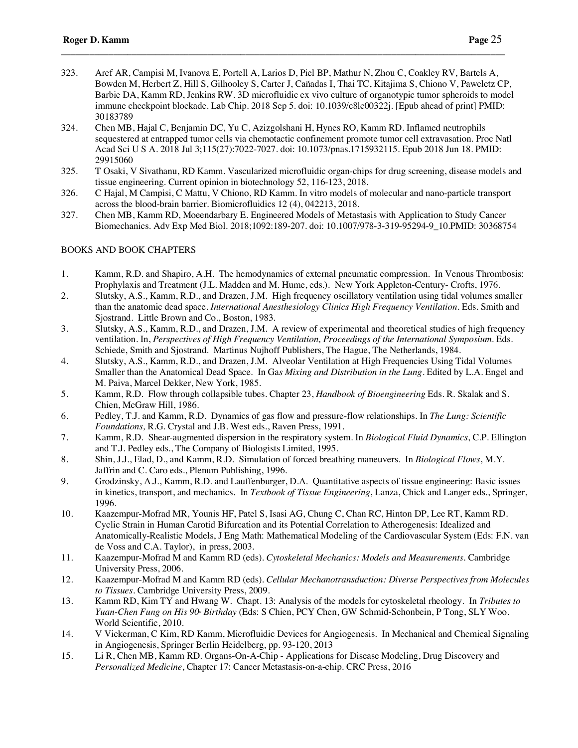323. Aref AR, Campisi M, Ivanova E, Portell A, Larios D, Piel BP, Mathur N, Zhou C, Coakley RV, Bartels A, Bowden M, Herbert Z, Hill S, Gilhooley S, Carter J, Cañadas I, Thai TC, Kitajima S, Chiono V, Paweletz CP, Barbie DA, Kamm RD, Jenkins RW. 3D microfluidic ex vivo culture of organotypic tumor spheroids to model immune checkpoint blockade. Lab Chip. 2018 Sep 5. doi: 10.1039/c8lc00322j. [Epub ahead of print] PMID: 30183789

324. Chen MB, Hajal C, Benjamin DC, Yu C, Azizgolshani H, Hynes RO, Kamm RD. Inflamed neutrophils sequestered at entrapped tumor cells via chemotactic confinement promote tumor cell extravasation. Proc Natl Acad Sci U S A. 2018 Jul 3;115(27):7022-7027. doi: 10.1073/pnas.1715932115. Epub 2018 Jun 18. PMID: 29915060

325. T Osaki, V Sivathanu, RD Kamm. Vascularized microfluidic organ-chips for drug screening, disease models and tissue engineering. Current opinion in biotechnology 52, 116-123, 2018.

326. C Hajal, M Campisi, C Mattu, V Chiono, RD Kamm. In vitro models of molecular and nano-particle transport across the blood-brain barrier. Biomicrofluidics 12 (4), 042213, 2018.

327. Chen MB, Kamm RD, Moeendarbary E. Engineered Models of Metastasis with Application to Study Cancer Biomechanics. Adv Exp Med Biol. 2018;1092:189-207. doi: 10.1007/978-3-319-95294-9_10.PMID: 30368754

## BOOKS AND BOOK CHAPTERS

1. Kamm, R.D. and Shapiro, A.H. The hemodynamics of external pneumatic compression. In Venous Thrombosis: Prophylaxis and Treatment (J.L. Madden and M. Hume, eds.). New York Appleton-Century- Crofts, 1976.

2. Slutsky, A.S., Kamm, R.D., and Drazen, J.M. High frequency oscillatory ventilation using tidal volumes smaller than the anatomic dead space. *International Anesthesiology Clinics High Frequency Ventilation*. Eds. Smith and Sjostrand. Little Brown and Co., Boston, 1983.

3. Slutsky, A.S., Kamm, R.D., and Drazen, J.M. A review of experimental and theoretical studies of high frequency ventilation. In, *Perspectives of High Frequency Ventilation, Proceedings of the International Symposium*. Eds. Schiede, Smith and Sjostrand. Martinus Nujhoff Publishers, The Hague, The Netherlands, 1984.

4. Slutsky, A.S., Kamm, R.D., and Drazen, J.M. Alveolar Ventilation at High Frequencies Using Tidal Volumes Smaller than the Anatomical Dead Space. In Ga*s Mixing and Distribution in the Lung*. Edited by L.A. Engel and M. Paiva, Marcel Dekker, New York, 1985.

5. Kamm, R.D. Flow through collapsible tubes. Chapter 23, *Handbook of Bioengineering* Eds. R. Skalak and S. Chien, McGraw Hill, 1986.

6. Pedley, T.J. and Kamm, R.D. Dynamics of gas flow and pressure-flow relationships. In *The Lung: Scientific Foundations,* R.G. Crystal and J.B. West eds., Raven Press, 1991.

7. Kamm, R.D. Shear-augmented dispersion in the respiratory system. In *Biological Fluid Dynamics*, C.P. Ellington and T.J. Pedley eds., The Company of Biologists Limited, 1995.

8. Shin, J.J., Elad, D., and Kamm, R.D. Simulation of forced breathing maneuvers. In *Biological Flows*, M.Y. Jaffrin and C. Caro eds., Plenum Publishing, 1996.

9. Grodzinsky, A.J., Kamm, R.D. and Lauffenburger, D.A. Quantitative aspects of tissue engineering: Basic issues in kinetics, transport, and mechanics. In *Textbook of Tissue Engineering*, Lanza, Chick and Langer eds., Springer, 1996.

10. Kaazempur-Mofrad MR, Younis HF, Patel S, Isasi AG, Chung C, Chan RC, Hinton DP, Lee RT, Kamm RD. Cyclic Strain in Human Carotid Bifurcation and its Potential Correlation to Atherogenesis: Idealized and Anatomically-Realistic Models, J Eng Math: Mathematical Modeling of the Cardiovascular System (Eds: F.N. van de Voss and C.A. Taylor), in press, 2003.

11. Kaazempur-Mofrad M and Kamm RD (eds). *Cytoskeletal Mechanics: Models and Measurements*. Cambridge University Press, 2006.

12. Kaazempur-Mofrad M and Kamm RD (eds). *Cellular Mechanotransduction: Diverse Perspectives from Molecules to Tissues*. Cambridge University Press, 2009.

13. Kamm RD, Kim TY and Hwang W. Chapt. 13: Analysis of the models for cytoskeletal rheology. In *Tributes to Yuan-Chen Fung on His 90th Birthday* (Eds: S Chien, PCY Chen, GW Schmid-Schonbein, P Tong, SLY Woo. World Scientific, 2010.

14. V Vickerman, C Kim, RD Kamm, Microfluidic Devices for Angiogenesis. In Mechanical and Chemical Signaling in Angiogenesis, Springer Berlin Heidelberg, pp. 93-120, 2013

15. Li R, Chen MB, Kamm RD. Organs-On-A-Chip - Applications for Disease Modeling, Drug Discovery and *Personalized Medicine*, Chapter 17: Cancer Metastasis-on-a-chip. CRC Press, 2016